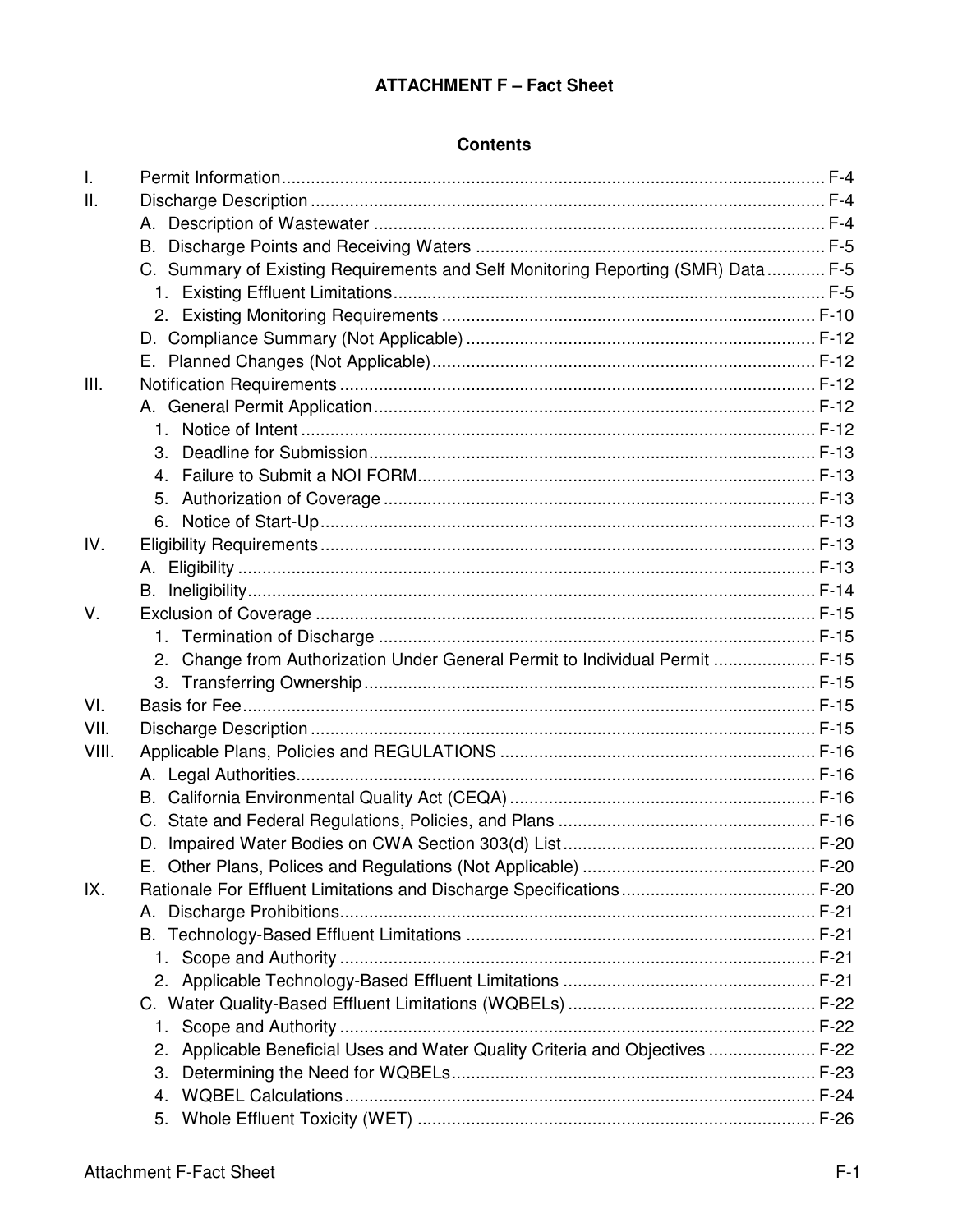**ATTACHMENT F – Fact Sheet**

**Contents**

I. Permit Information ........ F-4
II. Discharge Description ........ F-4
  A. Description of Wastewater ........ F-4
  B. Discharge Points and Receiving Waters ........ F-5
  C. Summary of Existing Requirements and Self Monitoring Reporting (SMR) Data ........ F-5
    1. Existing Effluent Limitations ........ F-5
    2. Existing Monitoring Requirements ........ F-10
  D. Compliance Summary (Not Applicable) ........ F-12
  E. Planned Changes (Not Applicable) ........ F-12
III. Notification Requirements ........ F-12
  A. General Permit Application ........ F-12
    1. Notice of Intent ........ F-12
    3. Deadline for Submission ........ F-13
    4. Failure to Submit a NOI FORM ........ F-13
    5. Authorization of Coverage ........ F-13
    6. Notice of Start-Up ........ F-13
IV. Eligibility Requirements ........ F-13
  A. Eligibility ........ F-13
  B. Ineligibility ........ F-14
V. Exclusion of Coverage ........ F-15
    1. Termination of Discharge ........ F-15
    2. Change from Authorization Under General Permit to Individual Permit ........ F-15
    3. Transferring Ownership ........ F-15
VI. Basis for Fee ........ F-15
VII. Discharge Description ........ F-15
VIII. Applicable Plans, Policies and REGULATIONS ........ F-16
  A. Legal Authorities ........ F-16
  B. California Environmental Quality Act (CEQA) ........ F-16
  C. State and Federal Regulations, Policies, and Plans ........ F-16
  D. Impaired Water Bodies on CWA Section 303(d) List ........ F-20
  E. Other Plans, Polices and Regulations (Not Applicable) ........ F-20
IX. Rationale For Effluent Limitations and Discharge Specifications ........ F-20
  A. Discharge Prohibitions ........ F-21
  B. Technology-Based Effluent Limitations ........ F-21
    1. Scope and Authority ........ F-21
    2. Applicable Technology-Based Effluent Limitations ........ F-21
  C. Water Quality-Based Effluent Limitations (WQBELs) ........ F-22
    1. Scope and Authority ........ F-22
    2. Applicable Beneficial Uses and Water Quality Criteria and Objectives ........ F-22
    3. Determining the Need for WQBELs ........ F-23
    4. WQBEL Calculations ........ F-24
    5. Whole Effluent Toxicity (WET) ........ F-26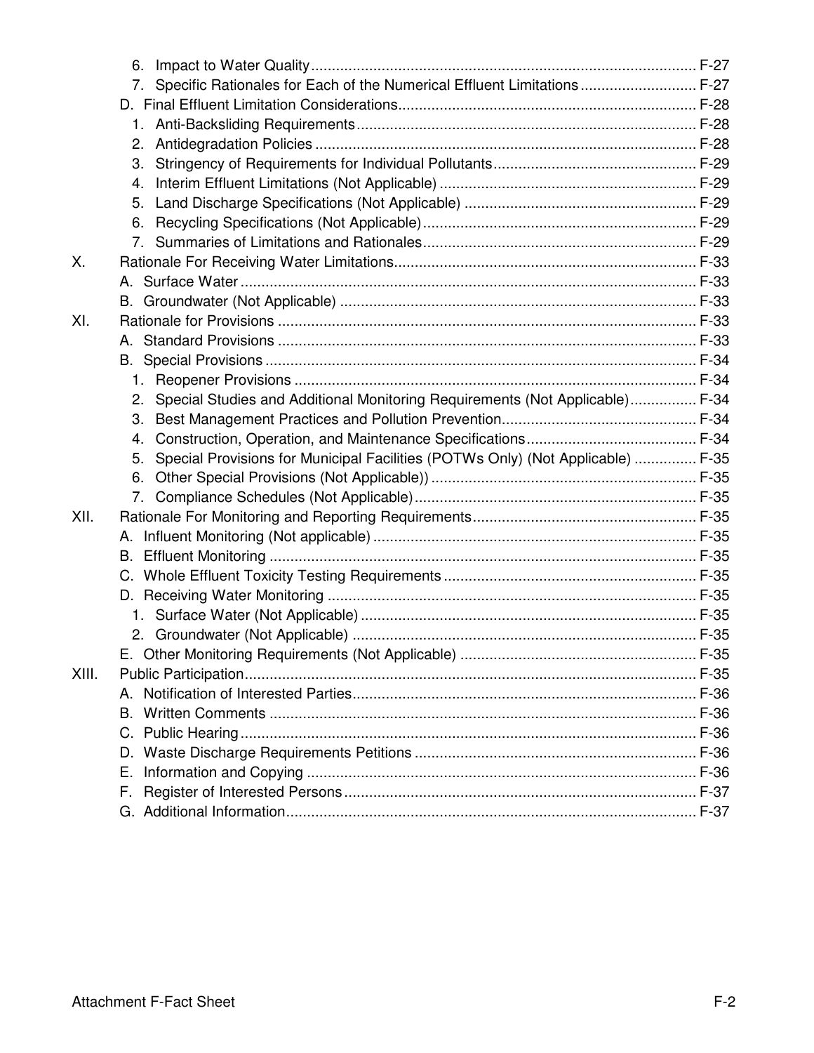6. Impact to Water Quality ............................................................................................ F-27
7. Specific Rationales for Each of the Numerical Effluent Limitations ............................ F-27

D. Final Effluent Limitation Considerations ....................................................................... F-28
1. Anti-Backsliding Requirements ................................................................................. F-28
2. Antidegradation Policies ........................................................................................... F-28
3. Stringency of Requirements for Individual Pollutants ................................................. F-29
4. Interim Effluent Limitations (Not Applicable) .............................................................. F-29
5. Land Discharge Specifications (Not Applicable) ........................................................ F-29
6. Recycling Specifications (Not Applicable) .................................................................. F-29
7. Summaries of Limitations and Rationales .................................................................. F-29

X. Rationale For Receiving Water Limitations ........................................................................ F-33
A. Surface Water ............................................................................................................ F-33
B. Groundwater (Not Applicable) ..................................................................................... F-33

XI. Rationale for Provisions .................................................................................................... F-33
A. Standard Provisions .................................................................................................... F-33
B. Special Provisions ....................................................................................................... F-34
1. Reopener Provisions ................................................................................................. F-34
2. Special Studies and Additional Monitoring Requirements (Not Applicable) ................ F-34
3. Best Management Practices and Pollution Prevention ............................................... F-34
4. Construction, Operation, and Maintenance Specifications ......................................... F-34
5. Special Provisions for Municipal Facilities (POTWs Only) (Not Applicable) ............... F-35
6. Other Special Provisions (Not Applicable)) ................................................................ F-35
7. Compliance Schedules (Not Applicable) .................................................................... F-35

XII. Rationale For Monitoring and Reporting Requirements ...................................................... F-35
A. Influent Monitoring (Not applicable) .............................................................................. F-35
B. Effluent Monitoring ...................................................................................................... F-35
C. Whole Effluent Toxicity Testing Requirements ............................................................. F-35
D. Receiving Water Monitoring ......................................................................................... F-35
1. Surface Water (Not Applicable) ................................................................................. F-35
2. Groundwater (Not Applicable) ................................................................................... F-35
E. Other Monitoring Requirements (Not Applicable) ......................................................... F-35

XIII. Public Participation ............................................................................................................ F-35
A. Notification of Interested Parties .................................................................................. F-36
B. Written Comments ....................................................................................................... F-36
C. Public Hearing ............................................................................................................. F-36
D. Waste Discharge Requirements Petitions .................................................................... F-36
E. Information and Copying ............................................................................................. F-36
F. Register of Interested Persons ..................................................................................... F-37
G. Additional Information .................................................................................................. F-37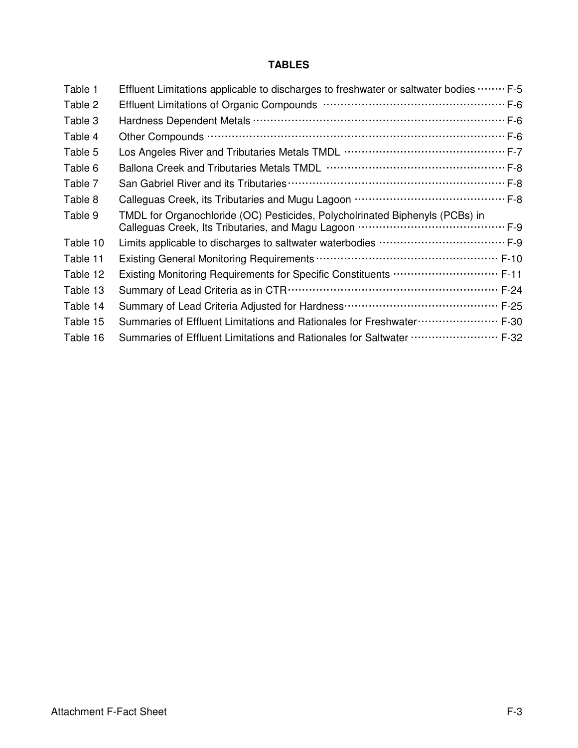## TABLES

| | | |
|---|---|---|
| Table 1 | Effluent Limitations applicable to discharges to freshwater or saltwater bodies | F-5 |
| Table 2 | Effluent Limitations of Organic Compounds | F-6 |
| Table 3 | Hardness Dependent Metals | F-6 |
| Table 4 | Other Compounds | F-6 |
| Table 5 | Los Angeles River and Tributaries Metals TMDL | F-7 |
| Table 6 | Ballona Creek and Tributaries Metals TMDL | F-8 |
| Table 7 | San Gabriel River and its Tributaries | F-8 |
| Table 8 | Calleguas Creek, its Tributaries and Mugu Lagoon | F-8 |
| Table 9 | TMDL for Organochloride (OC) Pesticides, Polycholrinated Biphenyls (PCBs) in Calleguas Creek, Its Tributaries, and Magu Lagoon | F-9 |
| Table 10 | Limits applicable to discharges to saltwater waterbodies | F-9 |
| Table 11 | Existing General Monitoring Requirements | F-10 |
| Table 12 | Existing Monitoring Requirements for Specific Constituents | F-11 |
| Table 13 | Summary of Lead Criteria as in CTR | F-24 |
| Table 14 | Summary of Lead Criteria Adjusted for Hardness | F-25 |
| Table 15 | Summaries of Effluent Limitations and Rationales for Freshwater | F-30 |
| Table 16 | Summaries of Effluent Limitations and Rationales for Saltwater | F-32 |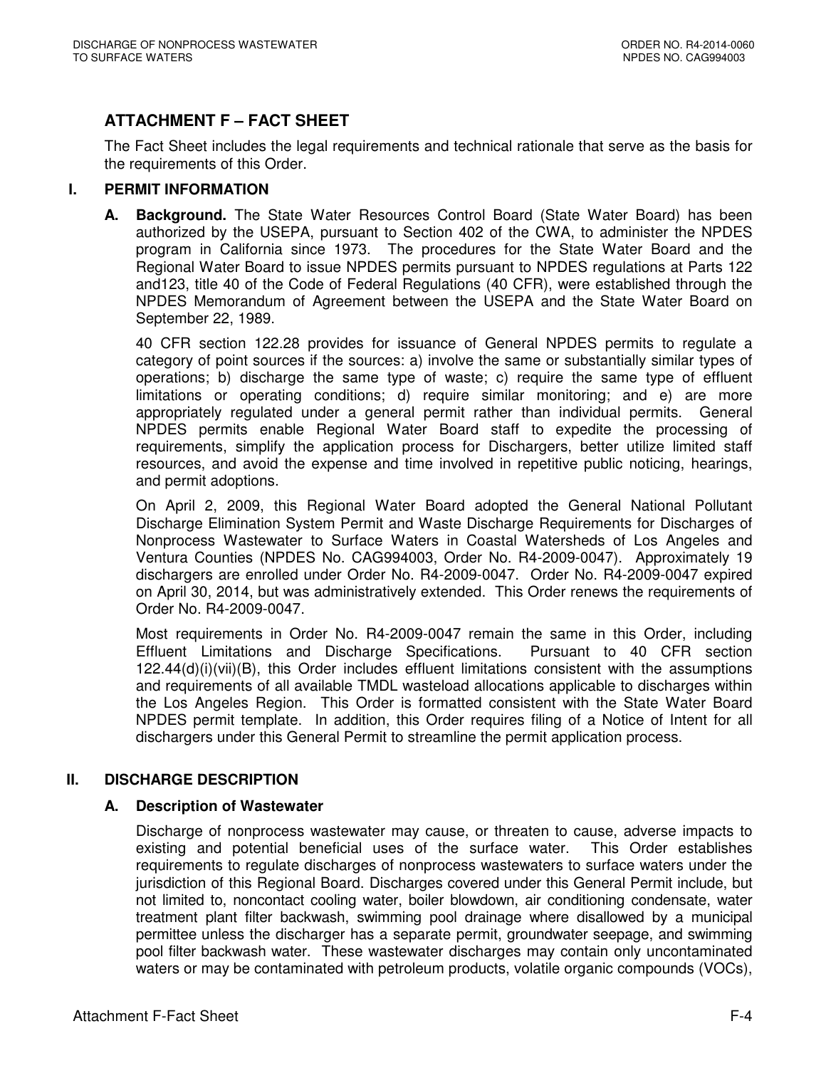# ATTACHMENT F – FACT SHEET

The Fact Sheet includes the legal requirements and technical rationale that serve as the basis for the requirements of this Order.

## I. PERMIT INFORMATION

**A. Background.** The State Water Resources Control Board (State Water Board) has been authorized by the USEPA, pursuant to Section 402 of the CWA, to administer the NPDES program in California since 1973. The procedures for the State Water Board and the Regional Water Board to issue NPDES permits pursuant to NPDES regulations at Parts 122 and123, title 40 of the Code of Federal Regulations (40 CFR), were established through the NPDES Memorandum of Agreement between the USEPA and the State Water Board on September 22, 1989.

40 CFR section 122.28 provides for issuance of General NPDES permits to regulate a category of point sources if the sources: a) involve the same or substantially similar types of operations; b) discharge the same type of waste; c) require the same type of effluent limitations or operating conditions; d) require similar monitoring; and e) are more appropriately regulated under a general permit rather than individual permits. General NPDES permits enable Regional Water Board staff to expedite the processing of requirements, simplify the application process for Dischargers, better utilize limited staff resources, and avoid the expense and time involved in repetitive public noticing, hearings, and permit adoptions.

On April 2, 2009, this Regional Water Board adopted the General National Pollutant Discharge Elimination System Permit and Waste Discharge Requirements for Discharges of Nonprocess Wastewater to Surface Waters in Coastal Watersheds of Los Angeles and Ventura Counties (NPDES No. CAG994003, Order No. R4-2009-0047). Approximately 19 dischargers are enrolled under Order No. R4-2009-0047. Order No. R4-2009-0047 expired on April 30, 2014, but was administratively extended. This Order renews the requirements of Order No. R4-2009-0047.

Most requirements in Order No. R4-2009-0047 remain the same in this Order, including Effluent Limitations and Discharge Specifications. Pursuant to 40 CFR section 122.44(d)(i)(vii)(B), this Order includes effluent limitations consistent with the assumptions and requirements of all available TMDL wasteload allocations applicable to discharges within the Los Angeles Region. This Order is formatted consistent with the State Water Board NPDES permit template. In addition, this Order requires filing of a Notice of Intent for all dischargers under this General Permit to streamline the permit application process.

## II. DISCHARGE DESCRIPTION

### A. Description of Wastewater

Discharge of nonprocess wastewater may cause, or threaten to cause, adverse impacts to existing and potential beneficial uses of the surface water. This Order establishes requirements to regulate discharges of nonprocess wastewaters to surface waters under the jurisdiction of this Regional Board. Discharges covered under this General Permit include, but not limited to, noncontact cooling water, boiler blowdown, air conditioning condensate, water treatment plant filter backwash, swimming pool drainage where disallowed by a municipal permittee unless the discharger has a separate permit, groundwater seepage, and swimming pool filter backwash water. These wastewater discharges may contain only uncontaminated waters or may be contaminated with petroleum products, volatile organic compounds (VOCs),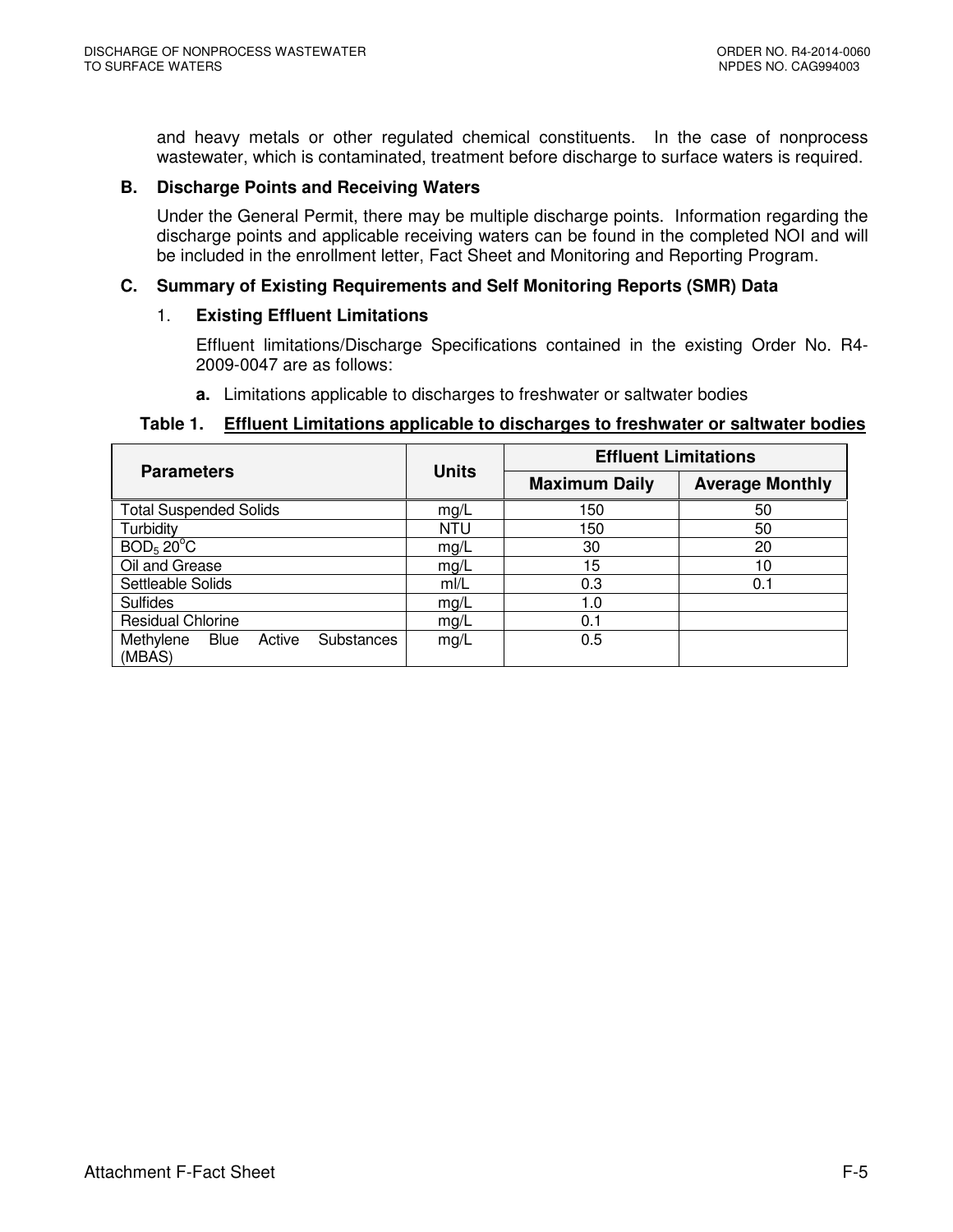and heavy metals or other regulated chemical constituents. In the case of nonprocess wastewater, which is contaminated, treatment before discharge to surface waters is required.

### B. Discharge Points and Receiving Waters

Under the General Permit, there may be multiple discharge points. Information regarding the discharge points and applicable receiving waters can be found in the completed NOI and will be included in the enrollment letter, Fact Sheet and Monitoring and Reporting Program.

### C. Summary of Existing Requirements and Self Monitoring Reports (SMR) Data

#### 1. Existing Effluent Limitations

Effluent limitations/Discharge Specifications contained in the existing Order No. R4-2009-0047 are as follows:

**a.** Limitations applicable to discharges to freshwater or saltwater bodies

**Table 1. Effluent Limitations applicable to discharges to freshwater or saltwater bodies**

| Parameters | Units | Effluent Limitations | |
|---|---|---|---|
| | | Maximum Daily | Average Monthly |
| Total Suspended Solids | mg/L | 150 | 50 |
| Turbidity | NTU | 150 | 50 |
| $BOD_5$ 20°C | mg/L | 30 | 20 |
| Oil and Grease | mg/L | 15 | 10 |
| Settleable Solids | ml/L | 0.3 | 0.1 |
| Sulfides | mg/L | 1.0 | |
| Residual Chlorine | mg/L | 0.1 | |
| Methylene Blue Active Substances (MBAS) | mg/L | 0.5 | |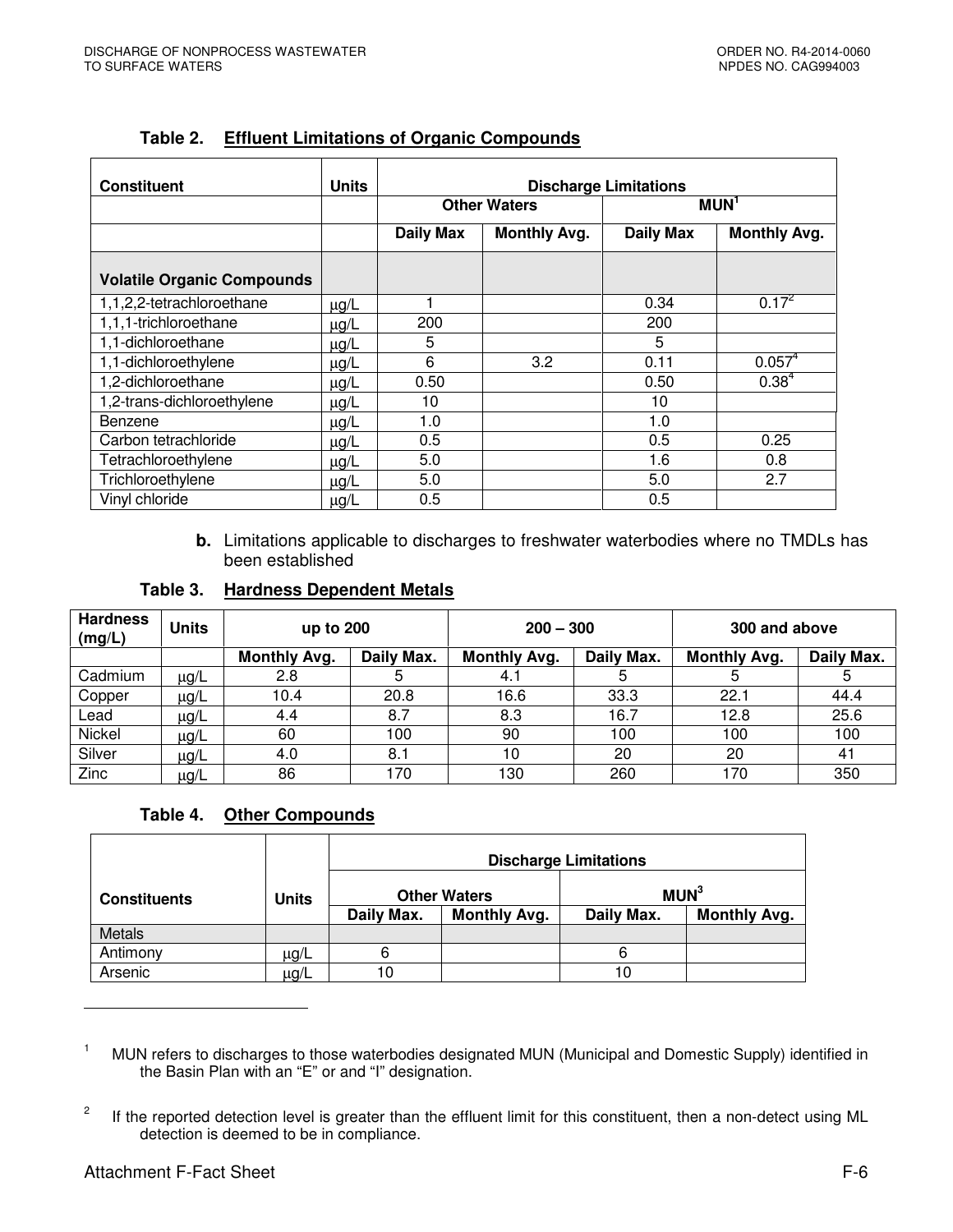**Table 2. Effluent Limitations of Organic Compounds**

| Constituent | Units | Discharge Limitations | | | |
|---|---|---|---|---|---|
| | | Other Waters | | MUN[1] | |
| | | Daily Max | Monthly Avg. | Daily Max | Monthly Avg. |
| **Volatile Organic Compounds** | | | | | |
| 1,1,2,2-tetrachloroethane | µg/L | 1 | | 0.34 | 0.17[2] |
| 1,1,1-trichloroethane | µg/L | 200 | | 200 | |
| 1,1-dichloroethane | µg/L | 5 | | 5 | |
| 1,1-dichloroethylene | µg/L | 6 | 3.2 | 0.11 | 0.057[4] |
| 1,2-dichloroethane | µg/L | 0.50 | | 0.50 | 0.38[4] |
| 1,2-trans-dichloroethylene | µg/L | 10 | | 10 | |
| Benzene | µg/L | 1.0 | | 1.0 | |
| Carbon tetrachloride | µg/L | 0.5 | | 0.5 | 0.25 |
| Tetrachloroethylene | µg/L | 5.0 | | 1.6 | 0.8 |
| Trichloroethylene | µg/L | 5.0 | | 5.0 | 2.7 |
| Vinyl chloride | µg/L | 0.5 | | 0.5 | |

**b.** Limitations applicable to discharges to freshwater waterbodies where no TMDLs has been established

**Table 3. Hardness Dependent Metals**

| Hardness (mg/L) | Units | up to 200 | | 200 – 300 | | 300 and above | |
|---|---|---|---|---|---|---|---|
| | | Monthly Avg. | Daily Max. | Monthly Avg. | Daily Max. | Monthly Avg. | Daily Max. |
| Cadmium | µg/L | 2.8 | 5 | 4.1 | 5 | 5 | 5 |
| Copper | µg/L | 10.4 | 20.8 | 16.6 | 33.3 | 22.1 | 44.4 |
| Lead | µg/L | 4.4 | 8.7 | 8.3 | 16.7 | 12.8 | 25.6 |
| Nickel | µg/L | 60 | 100 | 90 | 100 | 100 | 100 |
| Silver | µg/L | 4.0 | 8.1 | 10 | 20 | 20 | 41 |
| Zinc | µg/L | 86 | 170 | 130 | 260 | 170 | 350 |

**Table 4. Other Compounds**

| Constituents | Units | Discharge Limitations | | | |
|---|---|---|---|---|---|
| | | Other Waters | | MUN[3] | |
| | | Daily Max. | Monthly Avg. | Daily Max. | Monthly Avg. |
| Metals | | | | | |
| Antimony | µg/L | 6 | | 6 | |
| Arsenic | µg/L | 10 | | 10 | |

---

[1] MUN refers to discharges to those waterbodies designated MUN (Municipal and Domestic Supply) identified in the Basin Plan with an "E" or and "I" designation.

[2] If the reported detection level is greater than the effluent limit for this constituent, then a non-detect using ML detection is deemed to be in compliance.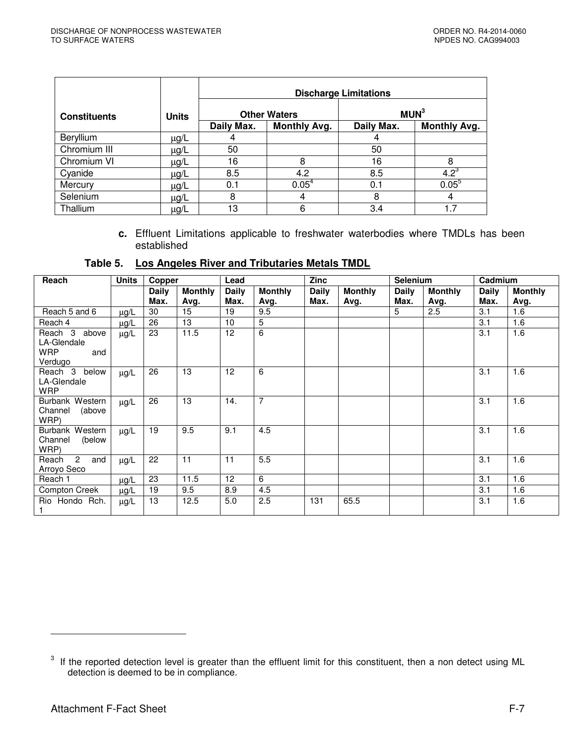| Constituents | Units | Discharge Limitations | | | |
|---|---|---|---|---|---|
| | | Other Waters | | MUN[3] | |
| | | Daily Max. | Monthly Avg. | Daily Max. | Monthly Avg. |
| Beryllium | μg/L | 4 | | 4 | |
| Chromium III | μg/L | 50 | | 50 | |
| Chromium VI | μg/L | 16 | 8 | 16 | 8 |
| Cyanide | μg/L | 8.5 | 4.2 | 8.5 | 4.2[3] |
| Mercury | μg/L | 0.1 | 0.05[4] | 0.1 | 0.05[5] |
| Selenium | μg/L | 8 | 4 | 8 | 4 |
| Thallium | μg/L | 13 | 6 | 3.4 | 1.7 |

**c.** Effluent Limitations applicable to freshwater waterbodies where TMDLs has been established

**Table 5. Los Angeles River and Tributaries Metals TMDL**

| Reach | Units | Copper | | Lead | | Zinc | | Selenium | | Cadmium | |
|---|---|---|---|---|---|---|---|---|---|---|---|
| | | Daily Max. | Monthly Avg. | Daily Max. | Monthly Avg. | Daily Max. | Monthly Avg. | Daily Max. | Monthly Avg. | Daily Max. | Monthly Avg. |
| Reach 5 and 6 | μg/L | 30 | 15 | 19 | 9.5 | | | 5 | 2.5 | 3.1 | 1.6 |
| Reach 4 | μg/L | 26 | 13 | 10 | 5 | | | | | 3.1 | 1.6 |
| Reach 3 above LA-Glendale WRP and Verdugo | μg/L | 23 | 11.5 | 12 | 6 | | | | | 3.1 | 1.6 |
| Reach 3 below LA-Glendale WRP | μg/L | 26 | 13 | 12 | 6 | | | | | 3.1 | 1.6 |
| Burbank Western Channel (above WRP) | μg/L | 26 | 13 | 14. | 7 | | | | | 3.1 | 1.6 |
| Burbank Western Channel (below WRP) | μg/L | 19 | 9.5 | 9.1 | 4.5 | | | | | 3.1 | 1.6 |
| Reach 2 and Arroyo Seco | μg/L | 22 | 11 | 11 | 5.5 | | | | | 3.1 | 1.6 |
| Reach 1 | μg/L | 23 | 11.5 | 12 | 6 | | | | | 3.1 | 1.6 |
| Compton Creek | μg/L | 19 | 9.5 | 8.9 | 4.5 | | | | | 3.1 | 1.6 |
| Rio Hondo Rch. 1 | μg/L | 13 | 12.5 | 5.0 | 2.5 | 131 | 65.5 | | | 3.1 | 1.6 |

---

[3] If the reported detection level is greater than the effluent limit for this constituent, then a non detect using ML detection is deemed to be in compliance.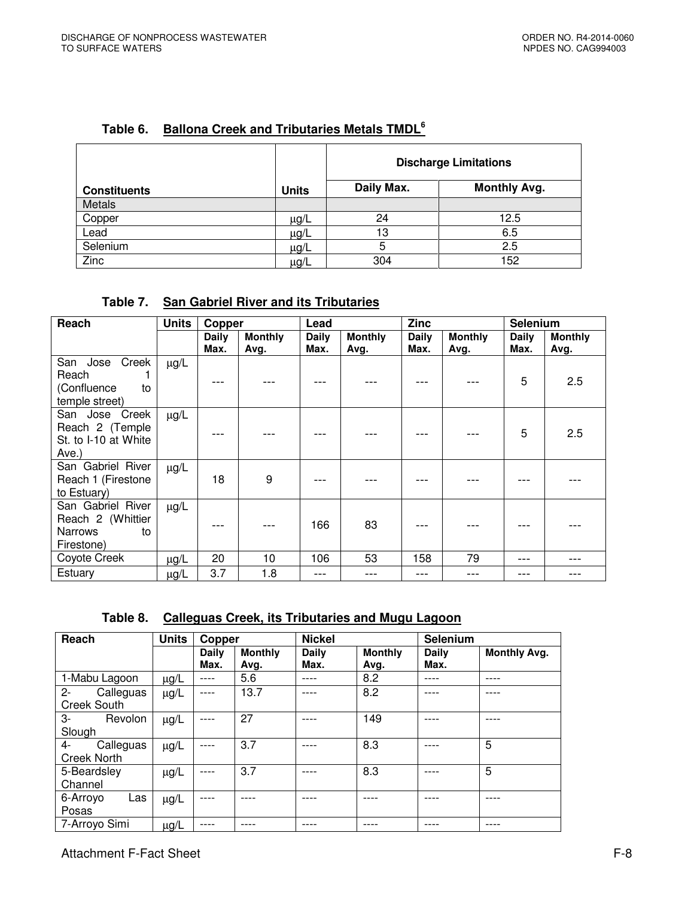**Table 6. Ballona Creek and Tributaries Metals TMDL[6]**

| Constituents | Units | Discharge Limitations | |
|---|---|---|---|
| | | Daily Max. | Monthly Avg. |
| Metals | | | |
| Copper | µg/L | 24 | 12.5 |
| Lead | µg/L | 13 | 6.5 |
| Selenium | µg/L | 5 | 2.5 |
| Zinc | µg/L | 304 | 152 |

**Table 7. San Gabriel River and its Tributaries**

| Reach | Units | Copper | | Lead | | Zinc | | Selenium | |
|---|---|---|---|---|---|---|---|---|---|
| | | Daily Max. | Monthly Avg. | Daily Max. | Monthly Avg. | Daily Max. | Monthly Avg. | Daily Max. | Monthly Avg. |
| San Jose Creek Reach 1 (Confluence to temple street) | µg/L | --- | --- | --- | --- | --- | --- | 5 | 2.5 |
| San Jose Creek Reach 2 (Temple St. to I-10 at White Ave.) | µg/L | --- | --- | --- | --- | --- | --- | 5 | 2.5 |
| San Gabriel River Reach 1 (Firestone to Estuary) | µg/L | 18 | 9 | --- | --- | --- | --- | --- | --- |
| San Gabriel River Reach 2 (Whittier Narrows to Firestone) | µg/L | --- | --- | 166 | 83 | --- | --- | --- | --- |
| Coyote Creek | µg/L | 20 | 10 | 106 | 53 | 158 | 79 | --- | --- |
| Estuary | µg/L | 3.7 | 1.8 | --- | --- | --- | --- | --- | --- |

**Table 8. Calleguas Creek, its Tributaries and Mugu Lagoon**

| Reach | Units | Copper | | Nickel | | Selenium | |
|---|---|---|---|---|---|---|---|
| | | Daily Max. | Monthly Avg. | Daily Max. | Monthly Avg. | Daily Max. | Monthly Avg. |
| 1-Mabu Lagoon | µg/L | ---- | 5.6 | ---- | 8.2 | ---- | ---- |
| 2- Calleguas Creek South | µg/L | ---- | 13.7 | ---- | 8.2 | ---- | ---- |
| 3- Revolon Slough | µg/L | ---- | 27 | ---- | 149 | ---- | ---- |
| 4- Calleguas Creek North | µg/L | ---- | 3.7 | ---- | 8.3 | ---- | 5 |
| 5-Beardsley Channel | µg/L | ---- | 3.7 | ---- | 8.3 | ---- | 5 |
| 6-Arroyo Las Posas | µg/L | ---- | ---- | ---- | ---- | ---- | ---- |
| 7-Arroyo Simi | µg/L | ---- | ---- | ---- | ---- | ---- | ---- |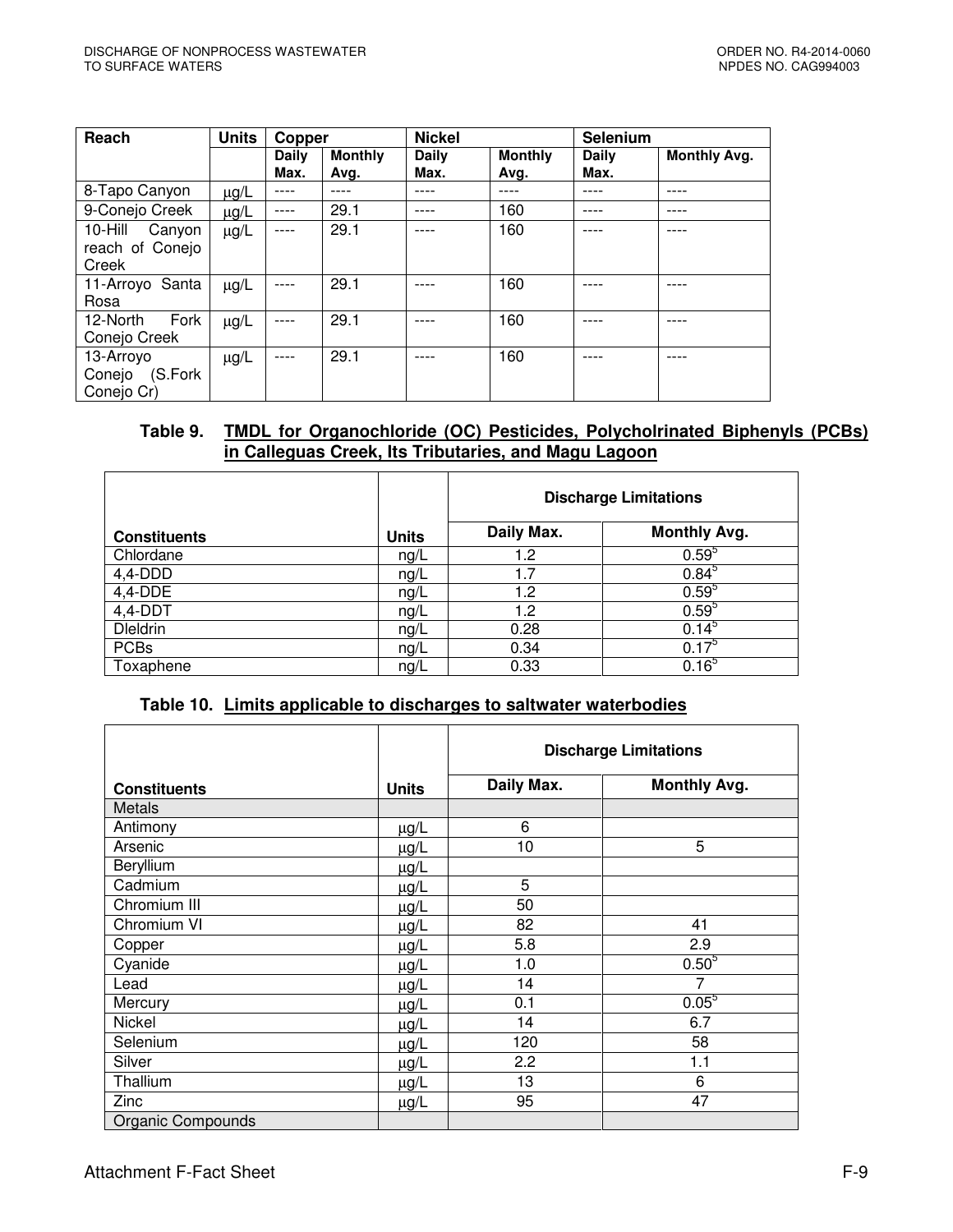| Reach | Units | Copper | | Nickel | | Selenium | |
|---|---|---|---|---|---|---|---|
| | | Daily Max. | Monthly Avg. | Daily Max. | Monthly Avg. | Daily Max. | Monthly Avg. |
| 8-Tapo Canyon | μg/L | ---- | ---- | ---- | ---- | ---- | ---- |
| 9-Conejo Creek | μg/L | ---- | 29.1 | ---- | 160 | ---- | ---- |
| 10-Hill Canyon reach of Conejo Creek | μg/L | ---- | 29.1 | ---- | 160 | ---- | ---- |
| 11-Arroyo Santa Rosa | μg/L | ---- | 29.1 | ---- | 160 | ---- | ---- |
| 12-North Fork Conejo Creek | μg/L | ---- | 29.1 | ---- | 160 | ---- | ---- |
| 13-Arroyo Conejo (S.Fork Conejo Cr) | μg/L | ---- | 29.1 | ---- | 160 | ---- | ---- |

**Table 9. TMDL for Organochloride (OC) Pesticides, Polycholrinated Biphenyls (PCBs) in Calleguas Creek, Its Tributaries, and Magu Lagoon**

| Constituents | Units | Discharge Limitations | |
|---|---|---|---|
| | | Daily Max. | Monthly Avg. |
| Chlordane | ng/L | 1.2 | 0.59[5] |
| 4,4-DDD | ng/L | 1.7 | 0.84[5] |
| 4,4-DDE | ng/L | 1.2 | 0.59[5] |
| 4,4-DDT | ng/L | 1.2 | 0.59[5] |
| Dleldrin | ng/L | 0.28 | 0.14[5] |
| PCBs | ng/L | 0.34 | 0.17[5] |
| Toxaphene | ng/L | 0.33 | 0.16[5] |

**Table 10. Limits applicable to discharges to saltwater waterbodies**

| Constituents | Units | Discharge Limitations | |
|---|---|---|---|
| | | Daily Max. | Monthly Avg. |
| Metals | | | |
| Antimony | μg/L | 6 | |
| Arsenic | μg/L | 10 | 5 |
| Beryllium | μg/L | | |
| Cadmium | μg/L | 5 | |
| Chromium III | μg/L | 50 | |
| Chromium VI | μg/L | 82 | 41 |
| Copper | μg/L | 5.8 | 2.9 |
| Cyanide | μg/L | 1.0 | 0.50[5] |
| Lead | μg/L | 14 | 7 |
| Mercury | μg/L | 0.1 | 0.05[5] |
| Nickel | μg/L | 14 | 6.7 |
| Selenium | μg/L | 120 | 58 |
| Silver | μg/L | 2.2 | 1.1 |
| Thallium | μg/L | 13 | 6 |
| Zinc | μg/L | 95 | 47 |
| Organic Compounds | | | |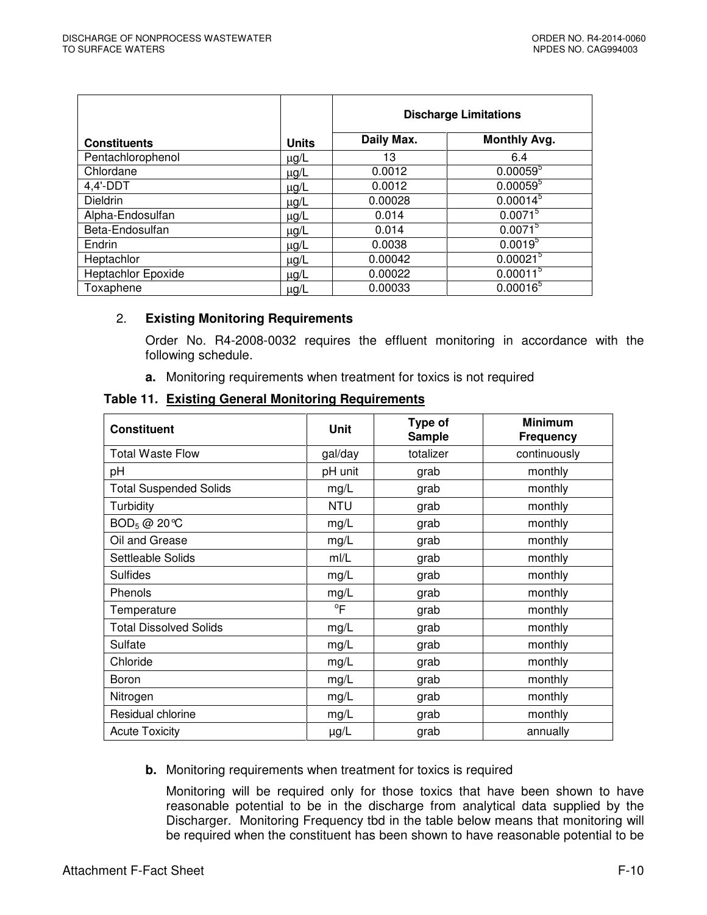| Constituents | Units | Discharge Limitations | |
|---|---|---|---|
| | | Daily Max. | Monthly Avg. |
| Pentachlorophenol | µg/L | 13 | 6.4 |
| Chlordane | µg/L | 0.0012 | 0.00059[5] |
| 4,4'-DDT | µg/L | 0.0012 | 0.00059[5] |
| Dieldrin | µg/L | 0.00028 | 0.00014[5] |
| Alpha-Endosulfan | µg/L | 0.014 | 0.0071[5] |
| Beta-Endosulfan | µg/L | 0.014 | 0.0071[5] |
| Endrin | µg/L | 0.0038 | 0.0019[5] |
| Heptachlor | µg/L | 0.00042 | 0.00021[5] |
| Heptachlor Epoxide | µg/L | 0.00022 | 0.00011[5] |
| Toxaphene | µg/L | 0.00033 | 0.00016[5] |

2. **Existing Monitoring Requirements**

Order No. R4-2008-0032 requires the effluent monitoring in accordance with the following schedule.

**a.** Monitoring requirements when treatment for toxics is not required

**Table 11. Existing General Monitoring Requirements**

| Constituent | Unit | Type of Sample | Minimum Frequency |
|---|---|---|---|
| Total Waste Flow | gal/day | totalizer | continuously |
| pH | pH unit | grab | monthly |
| Total Suspended Solids | mg/L | grab | monthly |
| Turbidity | NTU | grab | monthly |
| $BOD_5$ @ 20°C | mg/L | grab | monthly |
| Oil and Grease | mg/L | grab | monthly |
| Settleable Solids | ml/L | grab | monthly |
| Sulfides | mg/L | grab | monthly |
| Phenols | mg/L | grab | monthly |
| Temperature | °F | grab | monthly |
| Total Dissolved Solids | mg/L | grab | monthly |
| Sulfate | mg/L | grab | monthly |
| Chloride | mg/L | grab | monthly |
| Boron | mg/L | grab | monthly |
| Nitrogen | mg/L | grab | monthly |
| Residual chlorine | mg/L | grab | monthly |
| Acute Toxicity | µg/L | grab | annually |

**b.** Monitoring requirements when treatment for toxics is required

Monitoring will be required only for those toxics that have been shown to have reasonable potential to be in the discharge from analytical data supplied by the Discharger. Monitoring Frequency tbd in the table below means that monitoring will be required when the constituent has been shown to have reasonable potential to be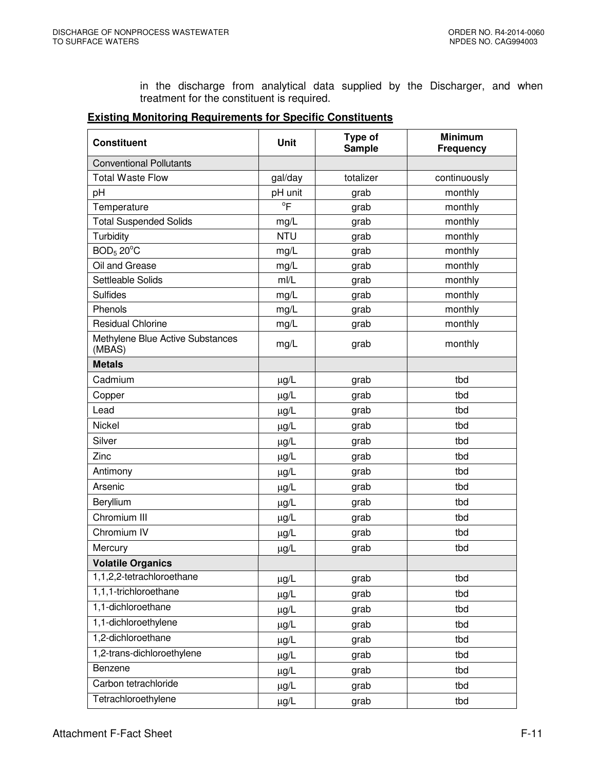in the discharge from analytical data supplied by the Discharger, and when treatment for the constituent is required.

**Existing Monitoring Requirements for Specific Constituents**

| Constituent | Unit | Type of Sample | Minimum Frequency |
|---|---|---|---|
| Conventional Pollutants | | | |
| Total Waste Flow | gal/day | totalizer | continuously |
| pH | pH unit | grab | monthly |
| Temperature | $^{o}$F | grab | monthly |
| Total Suspended Solids | mg/L | grab | monthly |
| Turbidity | NTU | grab | monthly |
| $BOD_5$ 20$^{o}$C | mg/L | grab | monthly |
| Oil and Grease | mg/L | grab | monthly |
| Settleable Solids | ml/L | grab | monthly |
| Sulfides | mg/L | grab | monthly |
| Phenols | mg/L | grab | monthly |
| Residual Chlorine | mg/L | grab | monthly |
| Methylene Blue Active Substances (MBAS) | mg/L | grab | monthly |
| **Metals** | | | |
| Cadmium | µg/L | grab | tbd |
| Copper | µg/L | grab | tbd |
| Lead | µg/L | grab | tbd |
| Nickel | µg/L | grab | tbd |
| Silver | µg/L | grab | tbd |
| Zinc | µg/L | grab | tbd |
| Antimony | µg/L | grab | tbd |
| Arsenic | µg/L | grab | tbd |
| Beryllium | µg/L | grab | tbd |
| Chromium III | µg/L | grab | tbd |
| Chromium IV | µg/L | grab | tbd |
| Mercury | µg/L | grab | tbd |
| **Volatile Organics** | | | |
| 1,1,2,2-tetrachloroethane | µg/L | grab | tbd |
| 1,1,1-trichloroethane | µg/L | grab | tbd |
| 1,1-dichloroethane | µg/L | grab | tbd |
| 1,1-dichloroethylene | µg/L | grab | tbd |
| 1,2-dichloroethane | µg/L | grab | tbd |
| 1,2-trans-dichloroethylene | µg/L | grab | tbd |
| Benzene | µg/L | grab | tbd |
| Carbon tetrachloride | µg/L | grab | tbd |
| Tetrachloroethylene | µg/L | grab | tbd |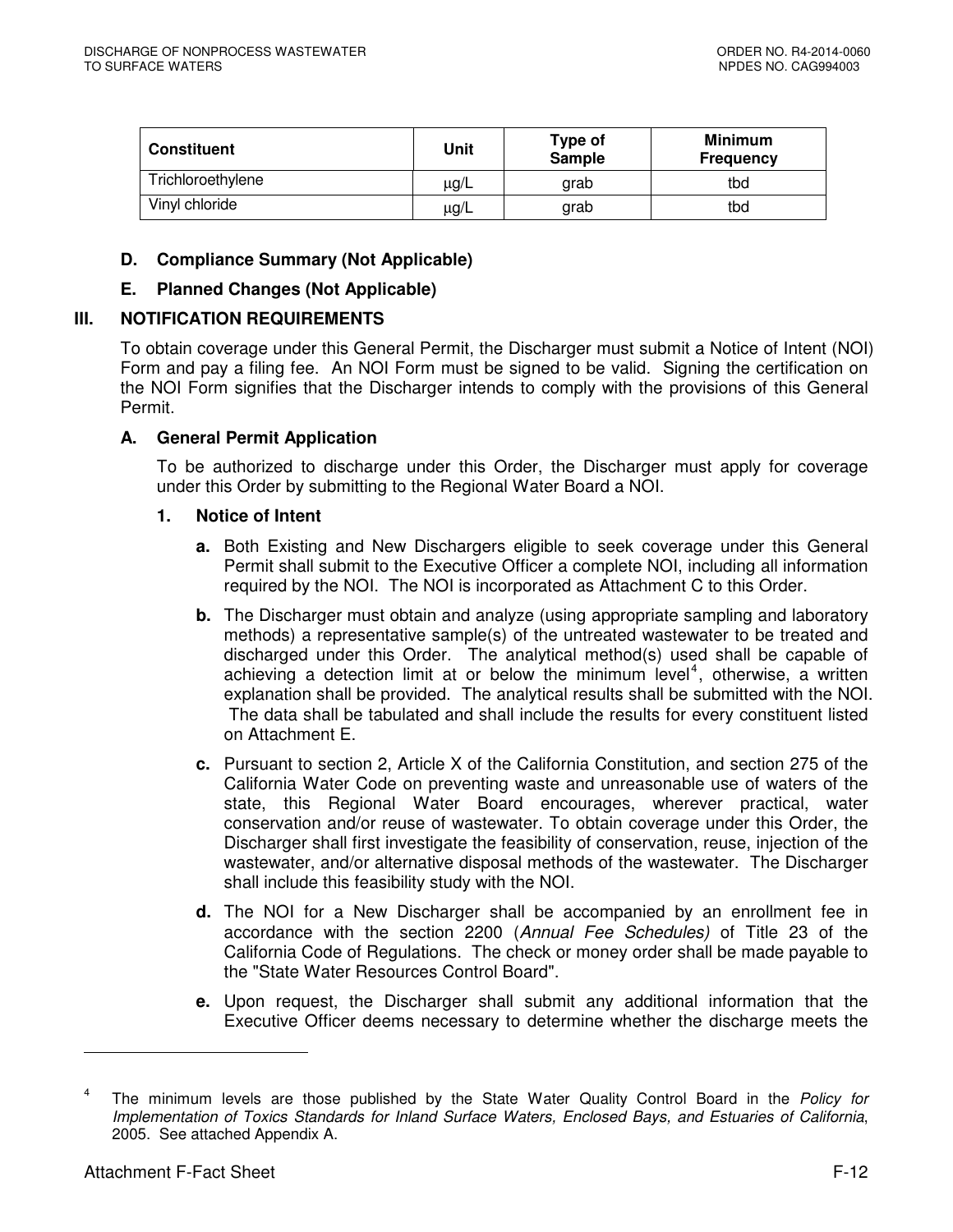| Constituent | Unit | Type of Sample | Minimum Frequency |
|---|---|---|---|
| Trichloroethylene | μg/L | grab | tbd |
| Vinyl chloride | μg/L | grab | tbd |

### D. Compliance Summary (Not Applicable)

### E. Planned Changes (Not Applicable)

## III. NOTIFICATION REQUIREMENTS

To obtain coverage under this General Permit, the Discharger must submit a Notice of Intent (NOI) Form and pay a filing fee. An NOI Form must be signed to be valid. Signing the certification on the NOI Form signifies that the Discharger intends to comply with the provisions of this General Permit.

### A. General Permit Application

To be authorized to discharge under this Order, the Discharger must apply for coverage under this Order by submitting to the Regional Water Board a NOI.

#### 1. Notice of Intent

**a.** Both Existing and New Dischargers eligible to seek coverage under this General Permit shall submit to the Executive Officer a complete NOI, including all information required by the NOI. The NOI is incorporated as Attachment C to this Order.

**b.** The Discharger must obtain and analyze (using appropriate sampling and laboratory methods) a representative sample(s) of the untreated wastewater to be treated and discharged under this Order. The analytical method(s) used shall be capable of achieving a detection limit at or below the minimum level[4], otherwise, a written explanation shall be provided. The analytical results shall be submitted with the NOI. The data shall be tabulated and shall include the results for every constituent listed on Attachment E.

**c.** Pursuant to section 2, Article X of the California Constitution, and section 275 of the California Water Code on preventing waste and unreasonable use of waters of the state, this Regional Water Board encourages, wherever practical, water conservation and/or reuse of wastewater. To obtain coverage under this Order, the Discharger shall first investigate the feasibility of conservation, reuse, injection of the wastewater, and/or alternative disposal methods of the wastewater. The Discharger shall include this feasibility study with the NOI.

**d.** The NOI for a New Discharger shall be accompanied by an enrollment fee in accordance with the section 2200 (*Annual Fee Schedules)* of Title 23 of the California Code of Regulations. The check or money order shall be made payable to the "State Water Resources Control Board".

**e.** Upon request, the Discharger shall submit any additional information that the Executive Officer deems necessary to determine whether the discharge meets the

---

[4] The minimum levels are those published by the State Water Quality Control Board in the *Policy for Implementation of Toxics Standards for Inland Surface Waters, Enclosed Bays, and Estuaries of California*, 2005. See attached Appendix A.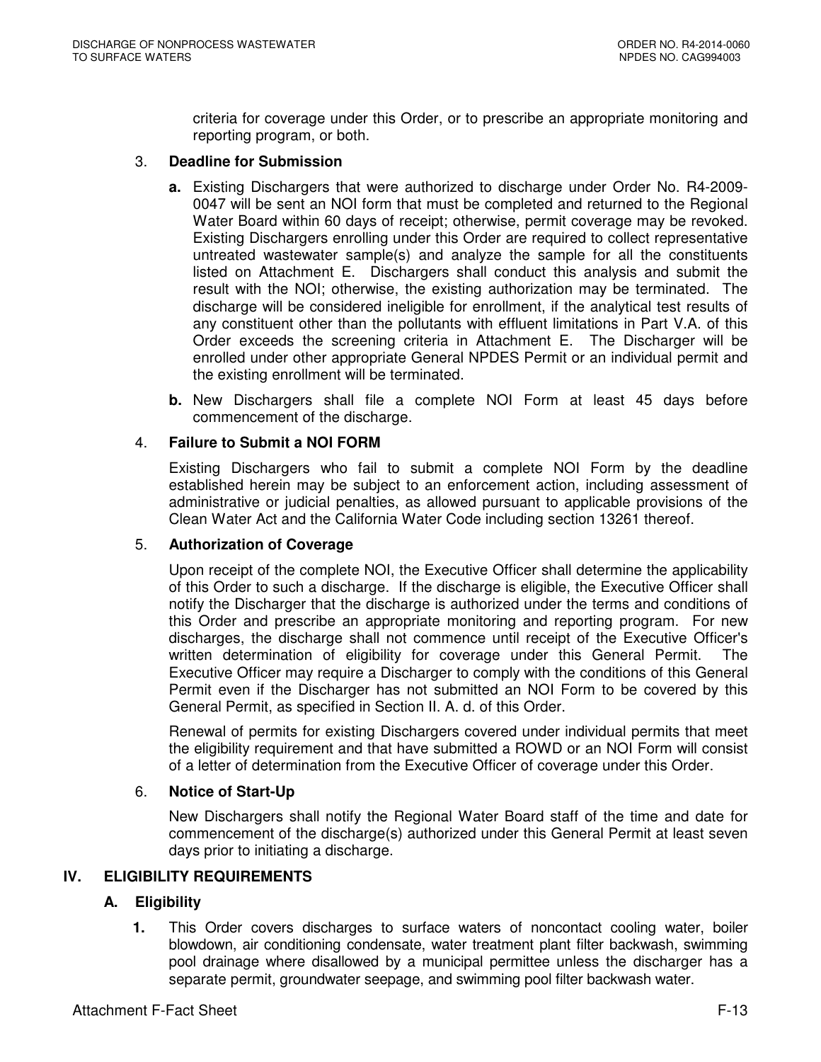criteria for coverage under this Order, or to prescribe an appropriate monitoring and reporting program, or both.

3. **Deadline for Submission**

   **a.** Existing Dischargers that were authorized to discharge under Order No. R4-2009-0047 will be sent an NOI form that must be completed and returned to the Regional Water Board within 60 days of receipt; otherwise, permit coverage may be revoked. Existing Dischargers enrolling under this Order are required to collect representative untreated wastewater sample(s) and analyze the sample for all the constituents listed on Attachment E. Dischargers shall conduct this analysis and submit the result with the NOI; otherwise, the existing authorization may be terminated. The discharge will be considered ineligible for enrollment, if the analytical test results of any constituent other than the pollutants with effluent limitations in Part V.A. of this Order exceeds the screening criteria in Attachment E. The Discharger will be enrolled under other appropriate General NPDES Permit or an individual permit and the existing enrollment will be terminated.

   **b.** New Dischargers shall file a complete NOI Form at least 45 days before commencement of the discharge.

4. **Failure to Submit a NOI FORM**

   Existing Dischargers who fail to submit a complete NOI Form by the deadline established herein may be subject to an enforcement action, including assessment of administrative or judicial penalties, as allowed pursuant to applicable provisions of the Clean Water Act and the California Water Code including section 13261 thereof.

5. **Authorization of Coverage**

   Upon receipt of the complete NOI, the Executive Officer shall determine the applicability of this Order to such a discharge. If the discharge is eligible, the Executive Officer shall notify the Discharger that the discharge is authorized under the terms and conditions of this Order and prescribe an appropriate monitoring and reporting program. For new discharges, the discharge shall not commence until receipt of the Executive Officer's written determination of eligibility for coverage under this General Permit. The Executive Officer may require a Discharger to comply with the conditions of this General Permit even if the Discharger has not submitted an NOI Form to be covered by this General Permit, as specified in Section II. A. d. of this Order.

   Renewal of permits for existing Dischargers covered under individual permits that meet the eligibility requirement and that have submitted a ROWD or an NOI Form will consist of a letter of determination from the Executive Officer of coverage under this Order.

6. **Notice of Start-Up**

   New Dischargers shall notify the Regional Water Board staff of the time and date for commencement of the discharge(s) authorized under this General Permit at least seven days prior to initiating a discharge.

## IV. ELIGIBILITY REQUIREMENTS

### A. Eligibility

1. This Order covers discharges to surface waters of noncontact cooling water, boiler blowdown, air conditioning condensate, water treatment plant filter backwash, swimming pool drainage where disallowed by a municipal permittee unless the discharger has a separate permit, groundwater seepage, and swimming pool filter backwash water.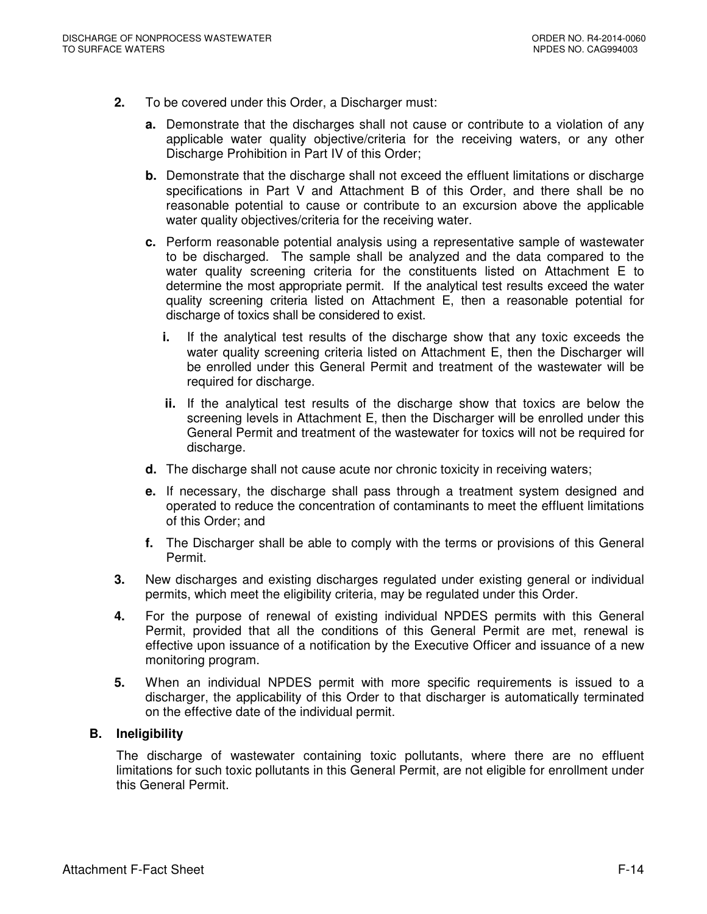2. To be covered under this Order, a Discharger must:

   a. Demonstrate that the discharges shall not cause or contribute to a violation of any applicable water quality objective/criteria for the receiving waters, or any other Discharge Prohibition in Part IV of this Order;

   b. Demonstrate that the discharge shall not exceed the effluent limitations or discharge specifications in Part V and Attachment B of this Order, and there shall be no reasonable potential to cause or contribute to an excursion above the applicable water quality objectives/criteria for the receiving water.

   c. Perform reasonable potential analysis using a representative sample of wastewater to be discharged. The sample shall be analyzed and the data compared to the water quality screening criteria for the constituents listed on Attachment E to determine the most appropriate permit. If the analytical test results exceed the water quality screening criteria listed on Attachment E, then a reasonable potential for discharge of toxics shall be considered to exist.

      i. If the analytical test results of the discharge show that any toxic exceeds the water quality screening criteria listed on Attachment E, then the Discharger will be enrolled under this General Permit and treatment of the wastewater will be required for discharge.

      ii. If the analytical test results of the discharge show that toxics are below the screening levels in Attachment E, then the Discharger will be enrolled under this General Permit and treatment of the wastewater for toxics will not be required for discharge.

   d. The discharge shall not cause acute nor chronic toxicity in receiving waters;

   e. If necessary, the discharge shall pass through a treatment system designed and operated to reduce the concentration of contaminants to meet the effluent limitations of this Order; and

   f. The Discharger shall be able to comply with the terms or provisions of this General Permit.

3. New discharges and existing discharges regulated under existing general or individual permits, which meet the eligibility criteria, may be regulated under this Order.

4. For the purpose of renewal of existing individual NPDES permits with this General Permit, provided that all the conditions of this General Permit are met, renewal is effective upon issuance of a notification by the Executive Officer and issuance of a new monitoring program.

5. When an individual NPDES permit with more specific requirements is issued to a discharger, the applicability of this Order to that discharger is automatically terminated on the effective date of the individual permit.

### B. Ineligibility

The discharge of wastewater containing toxic pollutants, where there are no effluent limitations for such toxic pollutants in this General Permit, are not eligible for enrollment under this General Permit.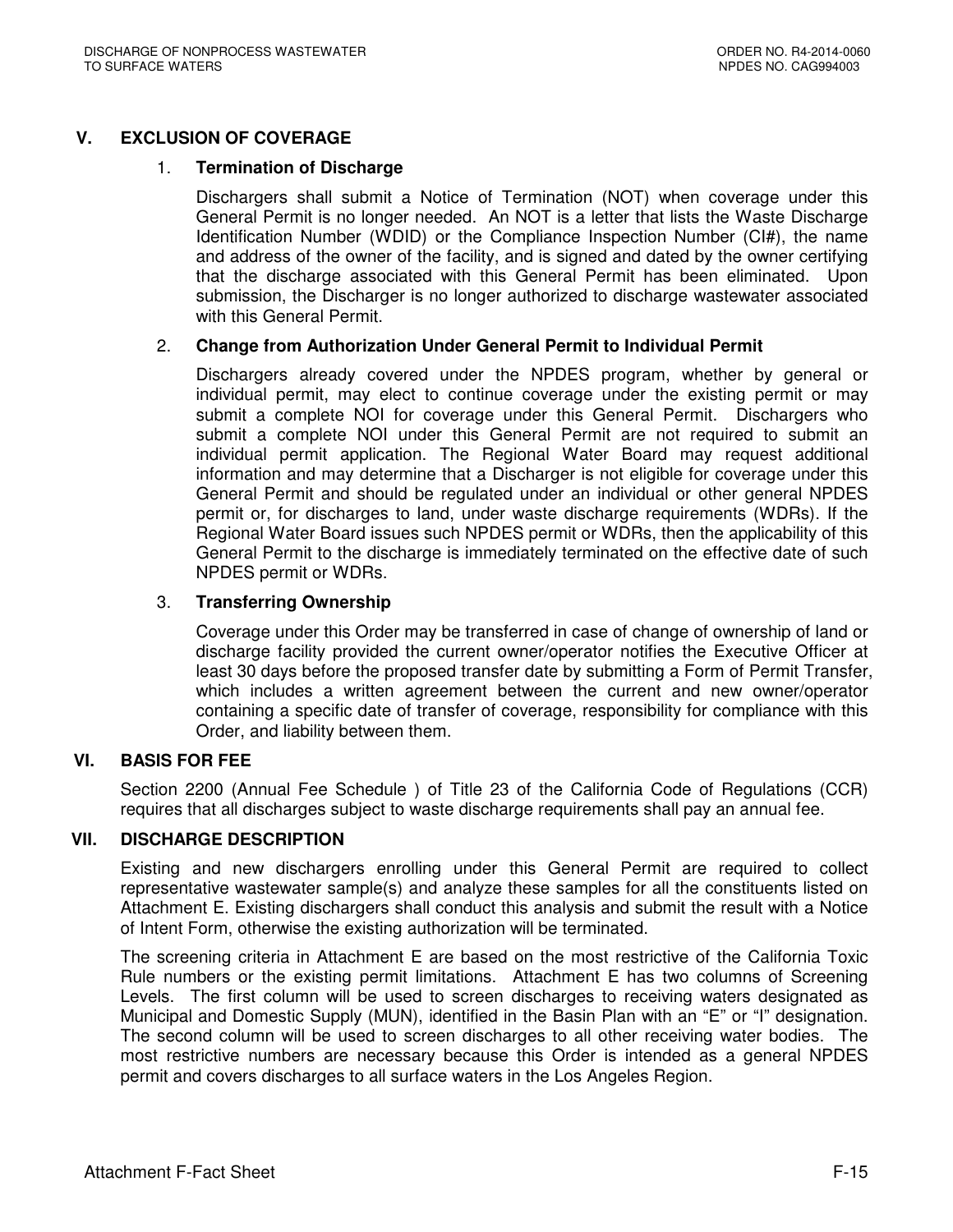## V. EXCLUSION OF COVERAGE

### 1. Termination of Discharge

Dischargers shall submit a Notice of Termination (NOT) when coverage under this General Permit is no longer needed. An NOT is a letter that lists the Waste Discharge Identification Number (WDID) or the Compliance Inspection Number (CI#), the name and address of the owner of the facility, and is signed and dated by the owner certifying that the discharge associated with this General Permit has been eliminated. Upon submission, the Discharger is no longer authorized to discharge wastewater associated with this General Permit.

### 2. Change from Authorization Under General Permit to Individual Permit

Dischargers already covered under the NPDES program, whether by general or individual permit, may elect to continue coverage under the existing permit or may submit a complete NOI for coverage under this General Permit. Dischargers who submit a complete NOI under this General Permit are not required to submit an individual permit application. The Regional Water Board may request additional information and may determine that a Discharger is not eligible for coverage under this General Permit and should be regulated under an individual or other general NPDES permit or, for discharges to land, under waste discharge requirements (WDRs). If the Regional Water Board issues such NPDES permit or WDRs, then the applicability of this General Permit to the discharge is immediately terminated on the effective date of such NPDES permit or WDRs.

### 3. Transferring Ownership

Coverage under this Order may be transferred in case of change of ownership of land or discharge facility provided the current owner/operator notifies the Executive Officer at least 30 days before the proposed transfer date by submitting a Form of Permit Transfer, which includes a written agreement between the current and new owner/operator containing a specific date of transfer of coverage, responsibility for compliance with this Order, and liability between them.

## VI. BASIS FOR FEE

Section 2200 (Annual Fee Schedule ) of Title 23 of the California Code of Regulations (CCR) requires that all discharges subject to waste discharge requirements shall pay an annual fee.

## VII. DISCHARGE DESCRIPTION

Existing and new dischargers enrolling under this General Permit are required to collect representative wastewater sample(s) and analyze these samples for all the constituents listed on Attachment E. Existing dischargers shall conduct this analysis and submit the result with a Notice of Intent Form, otherwise the existing authorization will be terminated.

The screening criteria in Attachment E are based on the most restrictive of the California Toxic Rule numbers or the existing permit limitations. Attachment E has two columns of Screening Levels. The first column will be used to screen discharges to receiving waters designated as Municipal and Domestic Supply (MUN), identified in the Basin Plan with an "E" or "I" designation. The second column will be used to screen discharges to all other receiving water bodies. The most restrictive numbers are necessary because this Order is intended as a general NPDES permit and covers discharges to all surface waters in the Los Angeles Region.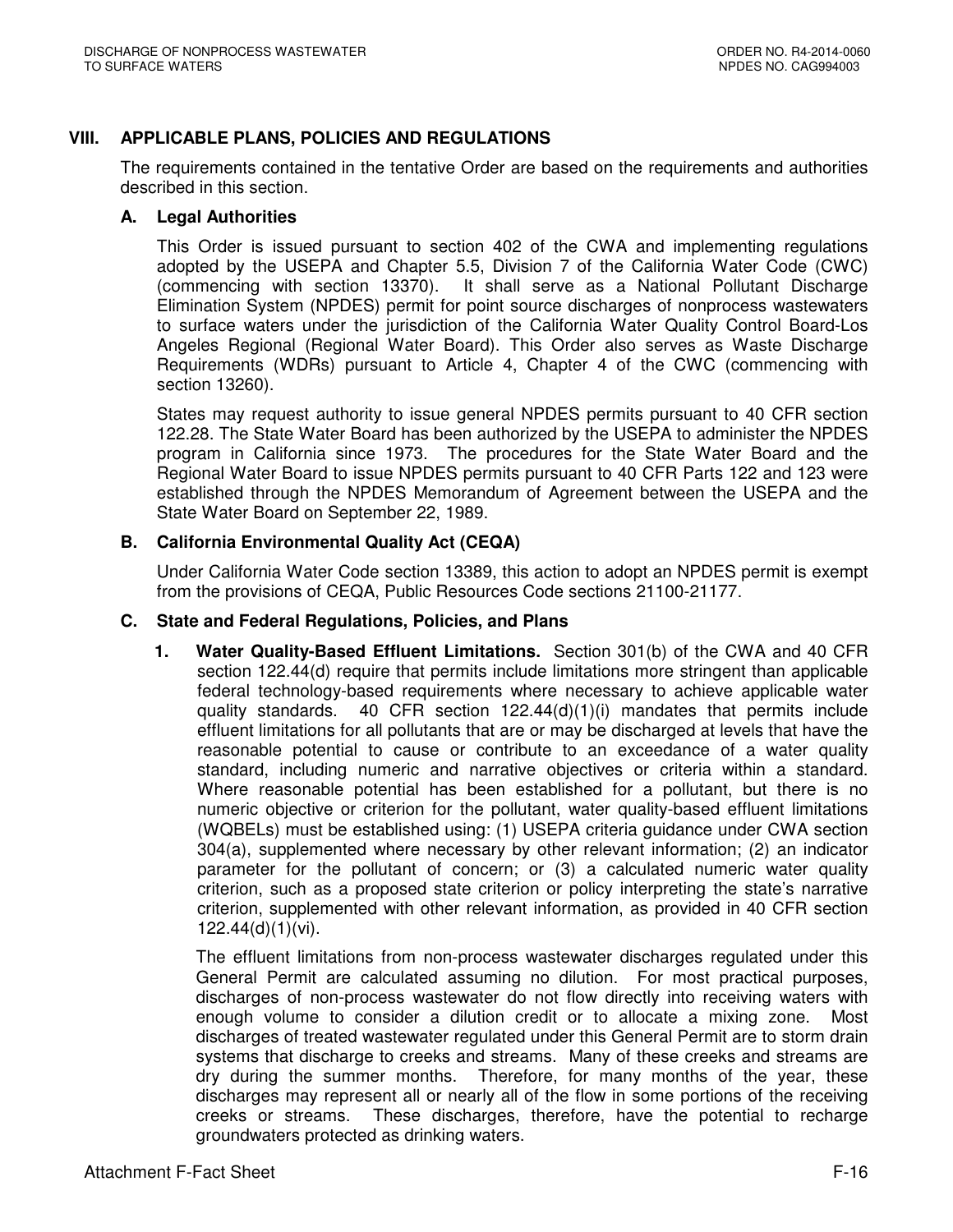## VIII. APPLICABLE PLANS, POLICIES AND REGULATIONS

The requirements contained in the tentative Order are based on the requirements and authorities described in this section.

### A. Legal Authorities

This Order is issued pursuant to section 402 of the CWA and implementing regulations adopted by the USEPA and Chapter 5.5, Division 7 of the California Water Code (CWC) (commencing with section 13370). It shall serve as a National Pollutant Discharge Elimination System (NPDES) permit for point source discharges of nonprocess wastewaters to surface waters under the jurisdiction of the California Water Quality Control Board-Los Angeles Regional (Regional Water Board). This Order also serves as Waste Discharge Requirements (WDRs) pursuant to Article 4, Chapter 4 of the CWC (commencing with section 13260).

States may request authority to issue general NPDES permits pursuant to 40 CFR section 122.28. The State Water Board has been authorized by the USEPA to administer the NPDES program in California since 1973. The procedures for the State Water Board and the Regional Water Board to issue NPDES permits pursuant to 40 CFR Parts 122 and 123 were established through the NPDES Memorandum of Agreement between the USEPA and the State Water Board on September 22, 1989.

### B. California Environmental Quality Act (CEQA)

Under California Water Code section 13389, this action to adopt an NPDES permit is exempt from the provisions of CEQA, Public Resources Code sections 21100-21177.

### C. State and Federal Regulations, Policies, and Plans

1. **Water Quality-Based Effluent Limitations.** Section 301(b) of the CWA and 40 CFR section 122.44(d) require that permits include limitations more stringent than applicable federal technology-based requirements where necessary to achieve applicable water quality standards. 40 CFR section 122.44(d)(1)(i) mandates that permits include effluent limitations for all pollutants that are or may be discharged at levels that have the reasonable potential to cause or contribute to an exceedance of a water quality standard, including numeric and narrative objectives or criteria within a standard. Where reasonable potential has been established for a pollutant, but there is no numeric objective or criterion for the pollutant, water quality-based effluent limitations (WQBELs) must be established using: (1) USEPA criteria guidance under CWA section 304(a), supplemented where necessary by other relevant information; (2) an indicator parameter for the pollutant of concern; or (3) a calculated numeric water quality criterion, such as a proposed state criterion or policy interpreting the state's narrative criterion, supplemented with other relevant information, as provided in 40 CFR section 122.44(d)(1)(vi).

   The effluent limitations from non-process wastewater discharges regulated under this General Permit are calculated assuming no dilution. For most practical purposes, discharges of non-process wastewater do not flow directly into receiving waters with enough volume to consider a dilution credit or to allocate a mixing zone. Most discharges of treated wastewater regulated under this General Permit are to storm drain systems that discharge to creeks and streams. Many of these creeks and streams are dry during the summer months. Therefore, for many months of the year, these discharges may represent all or nearly all of the flow in some portions of the receiving creeks or streams. These discharges, therefore, have the potential to recharge groundwaters protected as drinking waters.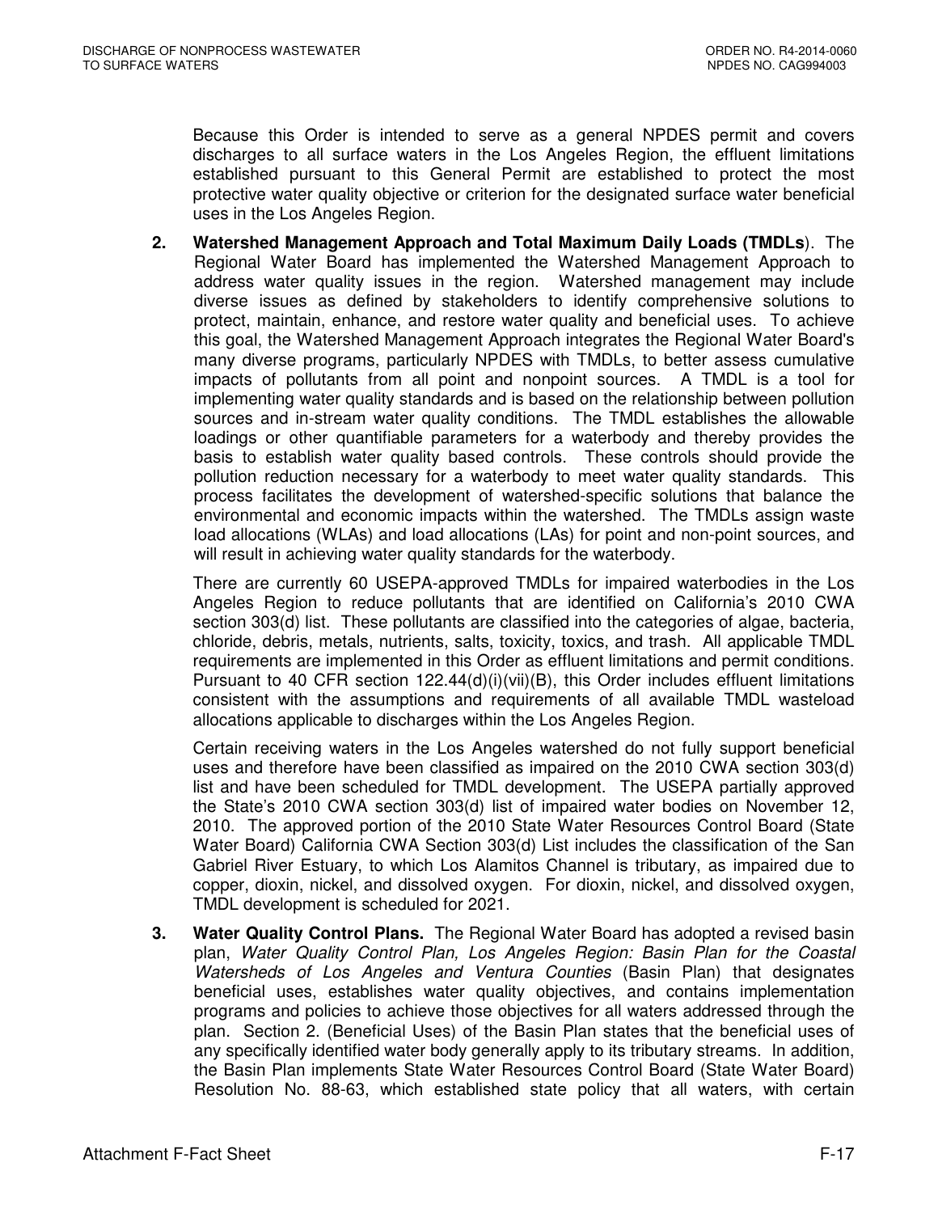Because this Order is intended to serve as a general NPDES permit and covers discharges to all surface waters in the Los Angeles Region, the effluent limitations established pursuant to this General Permit are established to protect the most protective water quality objective or criterion for the designated surface water beneficial uses in the Los Angeles Region.

2. **Watershed Management Approach and Total Maximum Daily Loads (TMDLs)**. The Regional Water Board has implemented the Watershed Management Approach to address water quality issues in the region. Watershed management may include diverse issues as defined by stakeholders to identify comprehensive solutions to protect, maintain, enhance, and restore water quality and beneficial uses. To achieve this goal, the Watershed Management Approach integrates the Regional Water Board's many diverse programs, particularly NPDES with TMDLs, to better assess cumulative impacts of pollutants from all point and nonpoint sources. A TMDL is a tool for implementing water quality standards and is based on the relationship between pollution sources and in-stream water quality conditions. The TMDL establishes the allowable loadings or other quantifiable parameters for a waterbody and thereby provides the basis to establish water quality based controls. These controls should provide the pollution reduction necessary for a waterbody to meet water quality standards. This process facilitates the development of watershed-specific solutions that balance the environmental and economic impacts within the watershed. The TMDLs assign waste load allocations (WLAs) and load allocations (LAs) for point and non-point sources, and will result in achieving water quality standards for the waterbody.

   There are currently 60 USEPA-approved TMDLs for impaired waterbodies in the Los Angeles Region to reduce pollutants that are identified on California's 2010 CWA section 303(d) list. These pollutants are classified into the categories of algae, bacteria, chloride, debris, metals, nutrients, salts, toxicity, toxics, and trash. All applicable TMDL requirements are implemented in this Order as effluent limitations and permit conditions. Pursuant to 40 CFR section 122.44(d)(i)(vii)(B), this Order includes effluent limitations consistent with the assumptions and requirements of all available TMDL wasteload allocations applicable to discharges within the Los Angeles Region.

   Certain receiving waters in the Los Angeles watershed do not fully support beneficial uses and therefore have been classified as impaired on the 2010 CWA section 303(d) list and have been scheduled for TMDL development. The USEPA partially approved the State's 2010 CWA section 303(d) list of impaired water bodies on November 12, 2010. The approved portion of the 2010 State Water Resources Control Board (State Water Board) California CWA Section 303(d) List includes the classification of the San Gabriel River Estuary, to which Los Alamitos Channel is tributary, as impaired due to copper, dioxin, nickel, and dissolved oxygen. For dioxin, nickel, and dissolved oxygen, TMDL development is scheduled for 2021.

3. **Water Quality Control Plans.** The Regional Water Board has adopted a revised basin plan, *Water Quality Control Plan, Los Angeles Region: Basin Plan for the Coastal Watersheds of Los Angeles and Ventura Counties* (Basin Plan) that designates beneficial uses, establishes water quality objectives, and contains implementation programs and policies to achieve those objectives for all waters addressed through the plan. Section 2. (Beneficial Uses) of the Basin Plan states that the beneficial uses of any specifically identified water body generally apply to its tributary streams. In addition, the Basin Plan implements State Water Resources Control Board (State Water Board) Resolution No. 88-63, which established state policy that all waters, with certain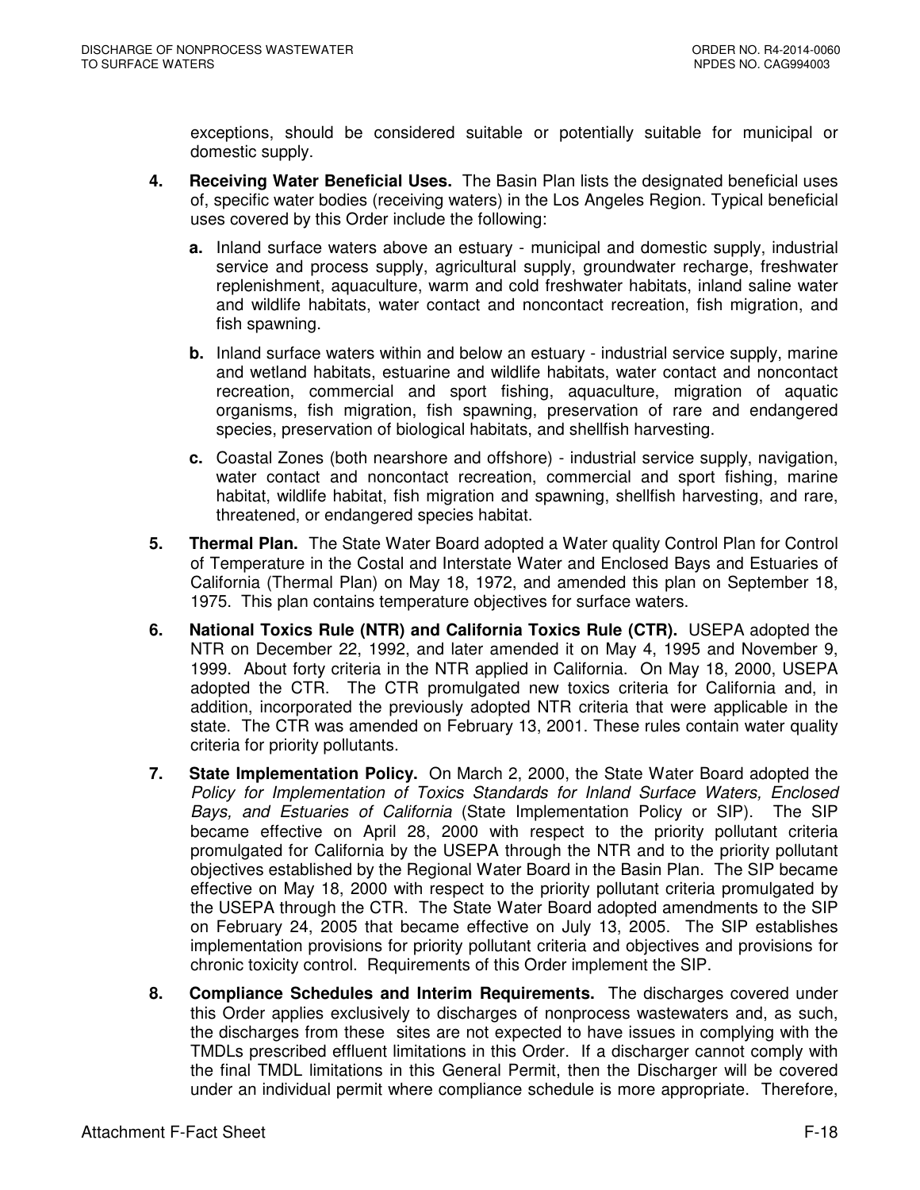exceptions, should be considered suitable or potentially suitable for municipal or domestic supply.

4. **Receiving Water Beneficial Uses.** The Basin Plan lists the designated beneficial uses of, specific water bodies (receiving waters) in the Los Angeles Region. Typical beneficial uses covered by this Order include the following:

   a. Inland surface waters above an estuary - municipal and domestic supply, industrial service and process supply, agricultural supply, groundwater recharge, freshwater replenishment, aquaculture, warm and cold freshwater habitats, inland saline water and wildlife habitats, water contact and noncontact recreation, fish migration, and fish spawning.

   b. Inland surface waters within and below an estuary - industrial service supply, marine and wetland habitats, estuarine and wildlife habitats, water contact and noncontact recreation, commercial and sport fishing, aquaculture, migration of aquatic organisms, fish migration, fish spawning, preservation of rare and endangered species, preservation of biological habitats, and shellfish harvesting.

   c. Coastal Zones (both nearshore and offshore) - industrial service supply, navigation, water contact and noncontact recreation, commercial and sport fishing, marine habitat, wildlife habitat, fish migration and spawning, shellfish harvesting, and rare, threatened, or endangered species habitat.

5. **Thermal Plan.** The State Water Board adopted a Water quality Control Plan for Control of Temperature in the Costal and Interstate Water and Enclosed Bays and Estuaries of California (Thermal Plan) on May 18, 1972, and amended this plan on September 18, 1975. This plan contains temperature objectives for surface waters.

6. **National Toxics Rule (NTR) and California Toxics Rule (CTR).** USEPA adopted the NTR on December 22, 1992, and later amended it on May 4, 1995 and November 9, 1999. About forty criteria in the NTR applied in California. On May 18, 2000, USEPA adopted the CTR. The CTR promulgated new toxics criteria for California and, in addition, incorporated the previously adopted NTR criteria that were applicable in the state. The CTR was amended on February 13, 2001. These rules contain water quality criteria for priority pollutants.

7. **State Implementation Policy.** On March 2, 2000, the State Water Board adopted the *Policy for Implementation of Toxics Standards for Inland Surface Waters, Enclosed Bays, and Estuaries of California* (State Implementation Policy or SIP). The SIP became effective on April 28, 2000 with respect to the priority pollutant criteria promulgated for California by the USEPA through the NTR and to the priority pollutant objectives established by the Regional Water Board in the Basin Plan. The SIP became effective on May 18, 2000 with respect to the priority pollutant criteria promulgated by the USEPA through the CTR. The State Water Board adopted amendments to the SIP on February 24, 2005 that became effective on July 13, 2005. The SIP establishes implementation provisions for priority pollutant criteria and objectives and provisions for chronic toxicity control. Requirements of this Order implement the SIP.

8. **Compliance Schedules and Interim Requirements.** The discharges covered under this Order applies exclusively to discharges of nonprocess wastewaters and, as such, the discharges from these sites are not expected to have issues in complying with the TMDLs prescribed effluent limitations in this Order. If a discharger cannot comply with the final TMDL limitations in this General Permit, then the Discharger will be covered under an individual permit where compliance schedule is more appropriate. Therefore,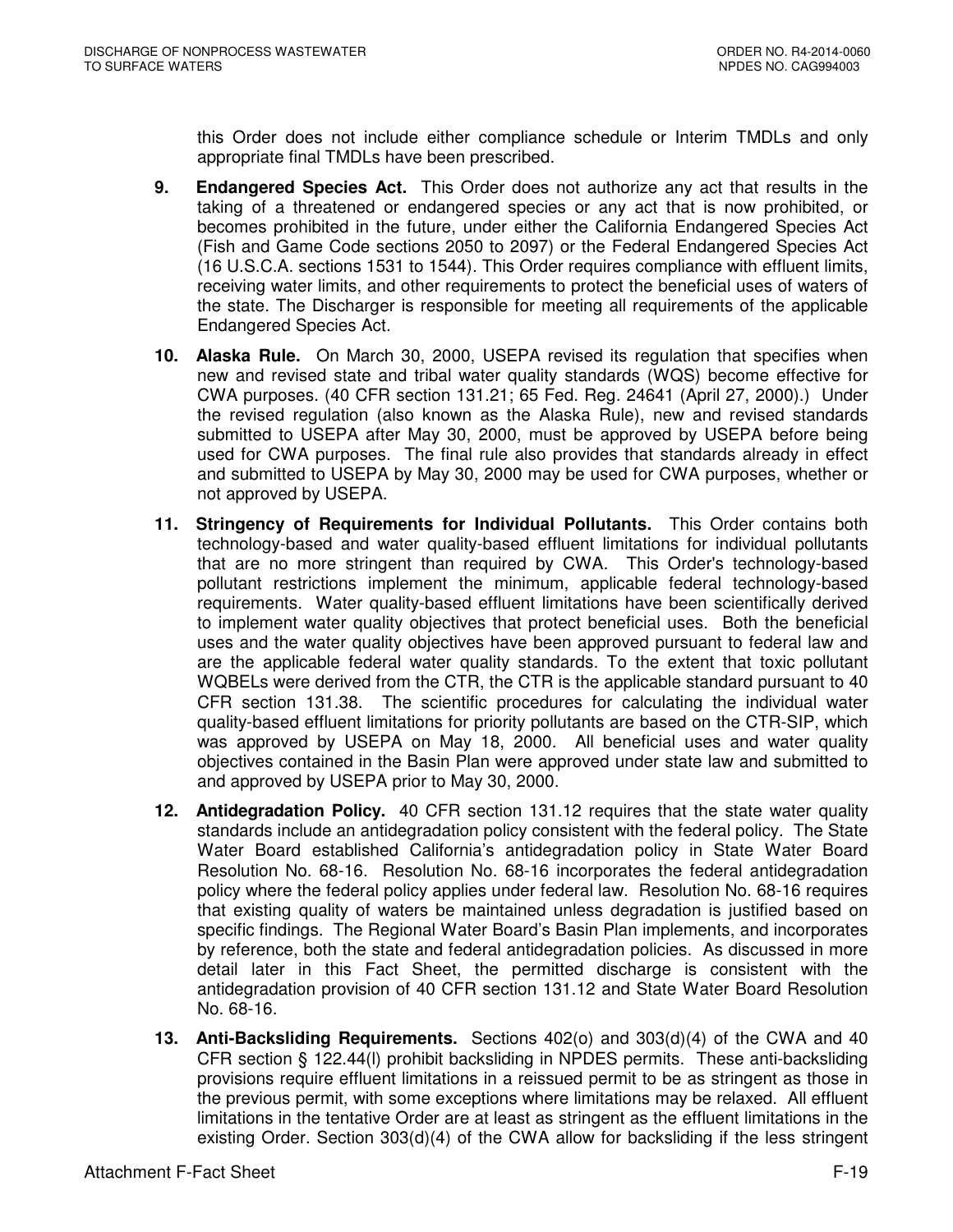this Order does not include either compliance schedule or Interim TMDLs and only appropriate final TMDLs have been prescribed.

9. **Endangered Species Act.** This Order does not authorize any act that results in the taking of a threatened or endangered species or any act that is now prohibited, or becomes prohibited in the future, under either the California Endangered Species Act (Fish and Game Code sections 2050 to 2097) or the Federal Endangered Species Act (16 U.S.C.A. sections 1531 to 1544). This Order requires compliance with effluent limits, receiving water limits, and other requirements to protect the beneficial uses of waters of the state. The Discharger is responsible for meeting all requirements of the applicable Endangered Species Act.

10. **Alaska Rule.** On March 30, 2000, USEPA revised its regulation that specifies when new and revised state and tribal water quality standards (WQS) become effective for CWA purposes. (40 CFR section 131.21; 65 Fed. Reg. 24641 (April 27, 2000).) Under the revised regulation (also known as the Alaska Rule), new and revised standards submitted to USEPA after May 30, 2000, must be approved by USEPA before being used for CWA purposes. The final rule also provides that standards already in effect and submitted to USEPA by May 30, 2000 may be used for CWA purposes, whether or not approved by USEPA.

11. **Stringency of Requirements for Individual Pollutants.** This Order contains both technology-based and water quality-based effluent limitations for individual pollutants that are no more stringent than required by CWA. This Order's technology-based pollutant restrictions implement the minimum, applicable federal technology-based requirements. Water quality-based effluent limitations have been scientifically derived to implement water quality objectives that protect beneficial uses. Both the beneficial uses and the water quality objectives have been approved pursuant to federal law and are the applicable federal water quality standards. To the extent that toxic pollutant WQBELs were derived from the CTR, the CTR is the applicable standard pursuant to 40 CFR section 131.38. The scientific procedures for calculating the individual water quality-based effluent limitations for priority pollutants are based on the CTR-SIP, which was approved by USEPA on May 18, 2000. All beneficial uses and water quality objectives contained in the Basin Plan were approved under state law and submitted to and approved by USEPA prior to May 30, 2000.

12. **Antidegradation Policy.** 40 CFR section 131.12 requires that the state water quality standards include an antidegradation policy consistent with the federal policy. The State Water Board established California's antidegradation policy in State Water Board Resolution No. 68-16. Resolution No. 68-16 incorporates the federal antidegradation policy where the federal policy applies under federal law. Resolution No. 68-16 requires that existing quality of waters be maintained unless degradation is justified based on specific findings. The Regional Water Board's Basin Plan implements, and incorporates by reference, both the state and federal antidegradation policies. As discussed in more detail later in this Fact Sheet, the permitted discharge is consistent with the antidegradation provision of 40 CFR section 131.12 and State Water Board Resolution No. 68-16.

13. **Anti-Backsliding Requirements.** Sections 402(o) and 303(d)(4) of the CWA and 40 CFR section § 122.44(l) prohibit backsliding in NPDES permits. These anti-backsliding provisions require effluent limitations in a reissued permit to be as stringent as those in the previous permit, with some exceptions where limitations may be relaxed. All effluent limitations in the tentative Order are at least as stringent as the effluent limitations in the existing Order. Section 303(d)(4) of the CWA allow for backsliding if the less stringent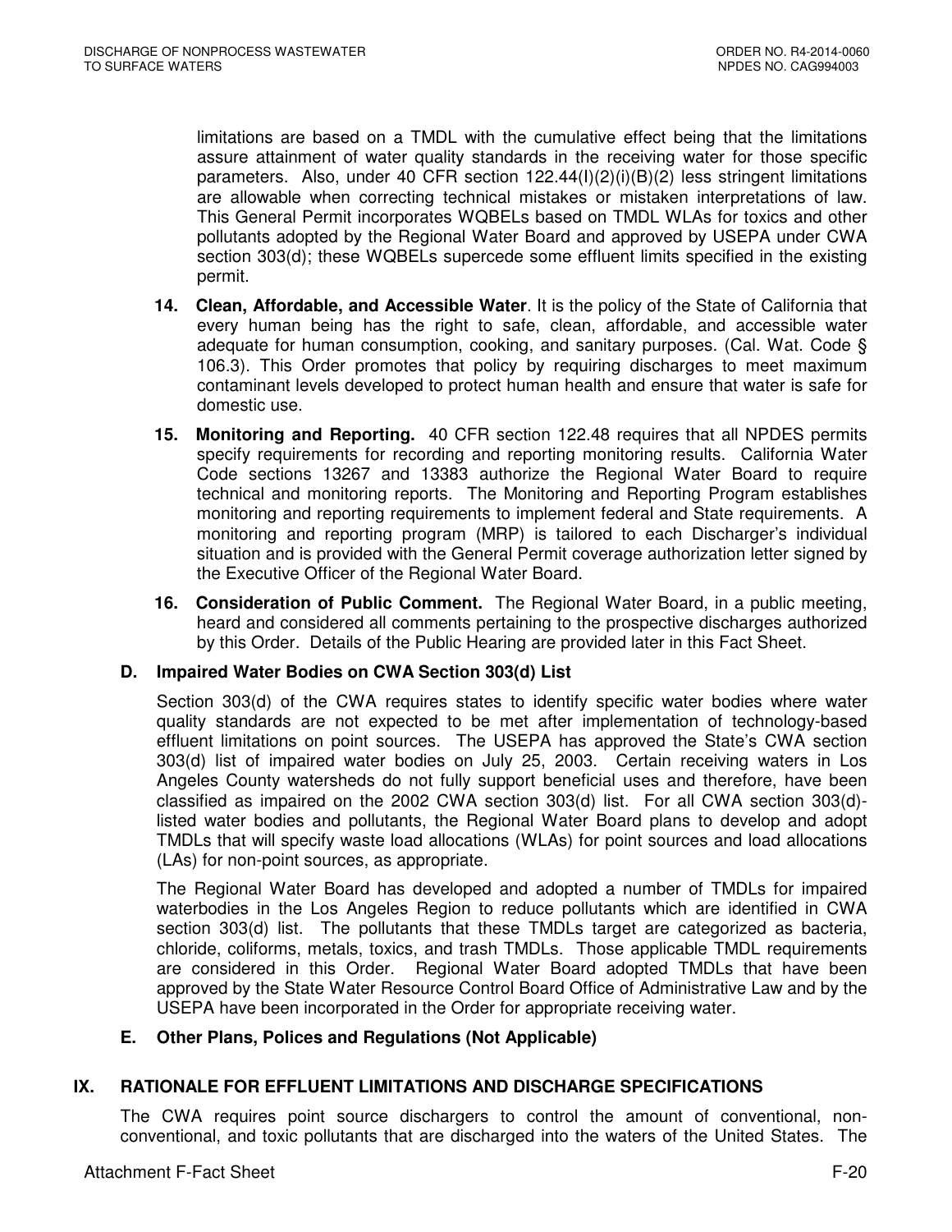limitations are based on a TMDL with the cumulative effect being that the limitations assure attainment of water quality standards in the receiving water for those specific parameters. Also, under 40 CFR section 122.44(l)(2)(i)(B)(2) less stringent limitations are allowable when correcting technical mistakes or mistaken interpretations of law. This General Permit incorporates WQBELs based on TMDL WLAs for toxics and other pollutants adopted by the Regional Water Board and approved by USEPA under CWA section 303(d); these WQBELs supercede some effluent limits specified in the existing permit.

14. **Clean, Affordable, and Accessible Water**. It is the policy of the State of California that every human being has the right to safe, clean, affordable, and accessible water adequate for human consumption, cooking, and sanitary purposes. (Cal. Wat. Code § 106.3). This Order promotes that policy by requiring discharges to meet maximum contaminant levels developed to protect human health and ensure that water is safe for domestic use.

15. **Monitoring and Reporting.** 40 CFR section 122.48 requires that all NPDES permits specify requirements for recording and reporting monitoring results. California Water Code sections 13267 and 13383 authorize the Regional Water Board to require technical and monitoring reports. The Monitoring and Reporting Program establishes monitoring and reporting requirements to implement federal and State requirements. A monitoring and reporting program (MRP) is tailored to each Discharger's individual situation and is provided with the General Permit coverage authorization letter signed by the Executive Officer of the Regional Water Board.

16. **Consideration of Public Comment.** The Regional Water Board, in a public meeting, heard and considered all comments pertaining to the prospective discharges authorized by this Order. Details of the Public Hearing are provided later in this Fact Sheet.

### D. Impaired Water Bodies on CWA Section 303(d) List

Section 303(d) of the CWA requires states to identify specific water bodies where water quality standards are not expected to be met after implementation of technology-based effluent limitations on point sources. The USEPA has approved the State's CWA section 303(d) list of impaired water bodies on July 25, 2003. Certain receiving waters in Los Angeles County watersheds do not fully support beneficial uses and therefore, have been classified as impaired on the 2002 CWA section 303(d) list. For all CWA section 303(d)-listed water bodies and pollutants, the Regional Water Board plans to develop and adopt TMDLs that will specify waste load allocations (WLAs) for point sources and load allocations (LAs) for non-point sources, as appropriate.

The Regional Water Board has developed and adopted a number of TMDLs for impaired waterbodies in the Los Angeles Region to reduce pollutants which are identified in CWA section 303(d) list. The pollutants that these TMDLs target are categorized as bacteria, chloride, coliforms, metals, toxics, and trash TMDLs. Those applicable TMDL requirements are considered in this Order. Regional Water Board adopted TMDLs that have been approved by the State Water Resource Control Board Office of Administrative Law and by the USEPA have been incorporated in the Order for appropriate receiving water.

### E. Other Plans, Polices and Regulations (Not Applicable)

## IX. RATIONALE FOR EFFLUENT LIMITATIONS AND DISCHARGE SPECIFICATIONS

The CWA requires point source dischargers to control the amount of conventional, non-conventional, and toxic pollutants that are discharged into the waters of the United States. The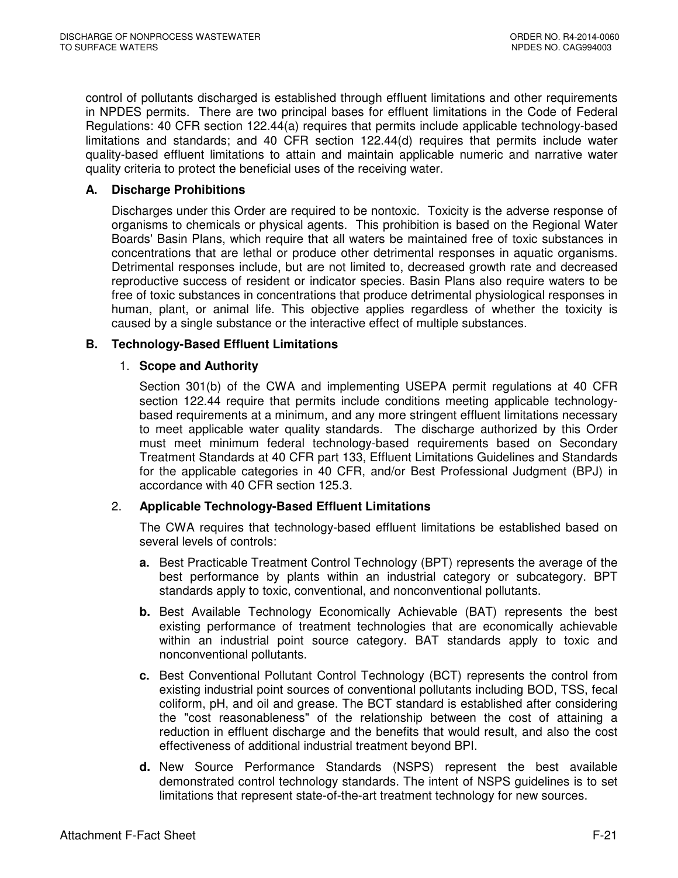control of pollutants discharged is established through effluent limitations and other requirements in NPDES permits. There are two principal bases for effluent limitations in the Code of Federal Regulations: 40 CFR section 122.44(a) requires that permits include applicable technology-based limitations and standards; and 40 CFR section 122.44(d) requires that permits include water quality-based effluent limitations to attain and maintain applicable numeric and narrative water quality criteria to protect the beneficial uses of the receiving water.

### A. Discharge Prohibitions

Discharges under this Order are required to be nontoxic. Toxicity is the adverse response of organisms to chemicals or physical agents. This prohibition is based on the Regional Water Boards' Basin Plans, which require that all waters be maintained free of toxic substances in concentrations that are lethal or produce other detrimental responses in aquatic organisms. Detrimental responses include, but are not limited to, decreased growth rate and decreased reproductive success of resident or indicator species. Basin Plans also require waters to be free of toxic substances in concentrations that produce detrimental physiological responses in human, plant, or animal life. This objective applies regardless of whether the toxicity is caused by a single substance or the interactive effect of multiple substances.

### B. Technology-Based Effluent Limitations

#### 1. Scope and Authority

Section 301(b) of the CWA and implementing USEPA permit regulations at 40 CFR section 122.44 require that permits include conditions meeting applicable technology-based requirements at a minimum, and any more stringent effluent limitations necessary to meet applicable water quality standards. The discharge authorized by this Order must meet minimum federal technology-based requirements based on Secondary Treatment Standards at 40 CFR part 133, Effluent Limitations Guidelines and Standards for the applicable categories in 40 CFR, and/or Best Professional Judgment (BPJ) in accordance with 40 CFR section 125.3.

#### 2. Applicable Technology-Based Effluent Limitations

The CWA requires that technology-based effluent limitations be established based on several levels of controls:

**a.** Best Practicable Treatment Control Technology (BPT) represents the average of the best performance by plants within an industrial category or subcategory. BPT standards apply to toxic, conventional, and nonconventional pollutants.

**b.** Best Available Technology Economically Achievable (BAT) represents the best existing performance of treatment technologies that are economically achievable within an industrial point source category. BAT standards apply to toxic and nonconventional pollutants.

**c.** Best Conventional Pollutant Control Technology (BCT) represents the control from existing industrial point sources of conventional pollutants including BOD, TSS, fecal coliform, pH, and oil and grease. The BCT standard is established after considering the "cost reasonableness" of the relationship between the cost of attaining a reduction in effluent discharge and the benefits that would result, and also the cost effectiveness of additional industrial treatment beyond BPI.

**d.** New Source Performance Standards (NSPS) represent the best available demonstrated control technology standards. The intent of NSPS guidelines is to set limitations that represent state-of-the-art treatment technology for new sources.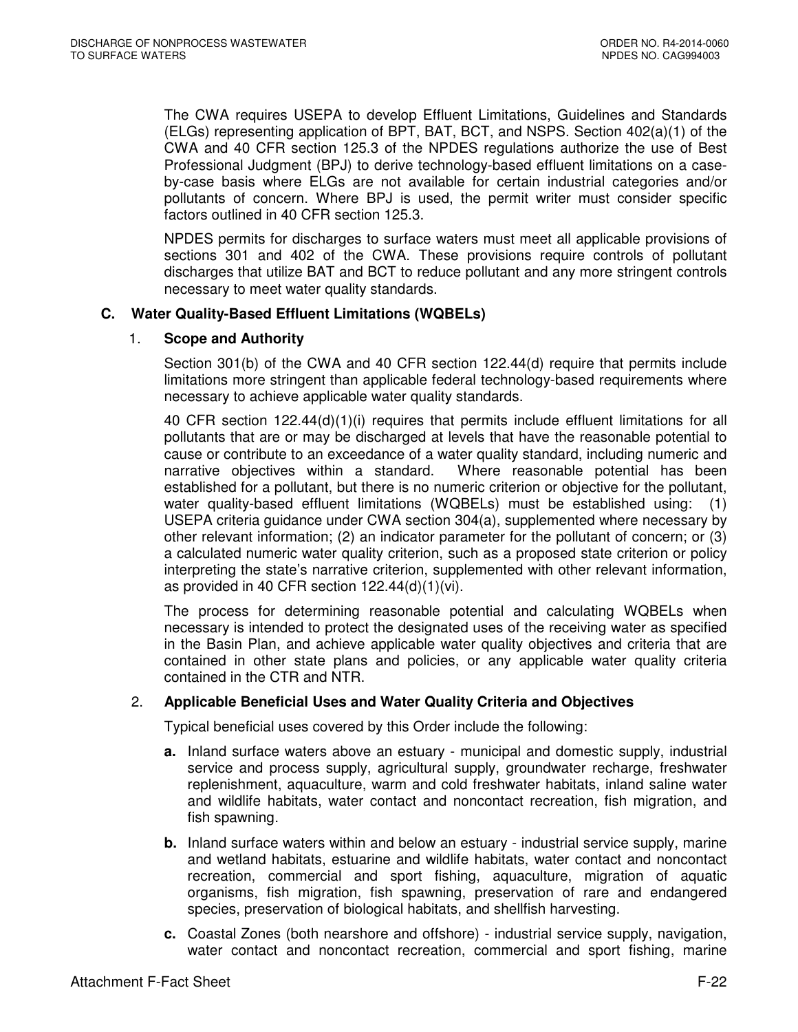The CWA requires USEPA to develop Effluent Limitations, Guidelines and Standards (ELGs) representing application of BPT, BAT, BCT, and NSPS. Section 402(a)(1) of the CWA and 40 CFR section 125.3 of the NPDES regulations authorize the use of Best Professional Judgment (BPJ) to derive technology-based effluent limitations on a case-by-case basis where ELGs are not available for certain industrial categories and/or pollutants of concern. Where BPJ is used, the permit writer must consider specific factors outlined in 40 CFR section 125.3.

NPDES permits for discharges to surface waters must meet all applicable provisions of sections 301 and 402 of the CWA. These provisions require controls of pollutant discharges that utilize BAT and BCT to reduce pollutant and any more stringent controls necessary to meet water quality standards.

## C. Water Quality-Based Effluent Limitations (WQBELs)

### 1. Scope and Authority

Section 301(b) of the CWA and 40 CFR section 122.44(d) require that permits include limitations more stringent than applicable federal technology-based requirements where necessary to achieve applicable water quality standards.

40 CFR section 122.44(d)(1)(i) requires that permits include effluent limitations for all pollutants that are or may be discharged at levels that have the reasonable potential to cause or contribute to an exceedance of a water quality standard, including numeric and narrative objectives within a standard. Where reasonable potential has been established for a pollutant, but there is no numeric criterion or objective for the pollutant, water quality-based effluent limitations (WQBELs) must be established using: (1) USEPA criteria guidance under CWA section 304(a), supplemented where necessary by other relevant information; (2) an indicator parameter for the pollutant of concern; or (3) a calculated numeric water quality criterion, such as a proposed state criterion or policy interpreting the state's narrative criterion, supplemented with other relevant information, as provided in 40 CFR section 122.44(d)(1)(vi).

The process for determining reasonable potential and calculating WQBELs when necessary is intended to protect the designated uses of the receiving water as specified in the Basin Plan, and achieve applicable water quality objectives and criteria that are contained in other state plans and policies, or any applicable water quality criteria contained in the CTR and NTR.

### 2. Applicable Beneficial Uses and Water Quality Criteria and Objectives

Typical beneficial uses covered by this Order include the following:

**a.** Inland surface waters above an estuary - municipal and domestic supply, industrial service and process supply, agricultural supply, groundwater recharge, freshwater replenishment, aquaculture, warm and cold freshwater habitats, inland saline water and wildlife habitats, water contact and noncontact recreation, fish migration, and fish spawning.

**b.** Inland surface waters within and below an estuary - industrial service supply, marine and wetland habitats, estuarine and wildlife habitats, water contact and noncontact recreation, commercial and sport fishing, aquaculture, migration of aquatic organisms, fish migration, fish spawning, preservation of rare and endangered species, preservation of biological habitats, and shellfish harvesting.

**c.** Coastal Zones (both nearshore and offshore) - industrial service supply, navigation, water contact and noncontact recreation, commercial and sport fishing, marine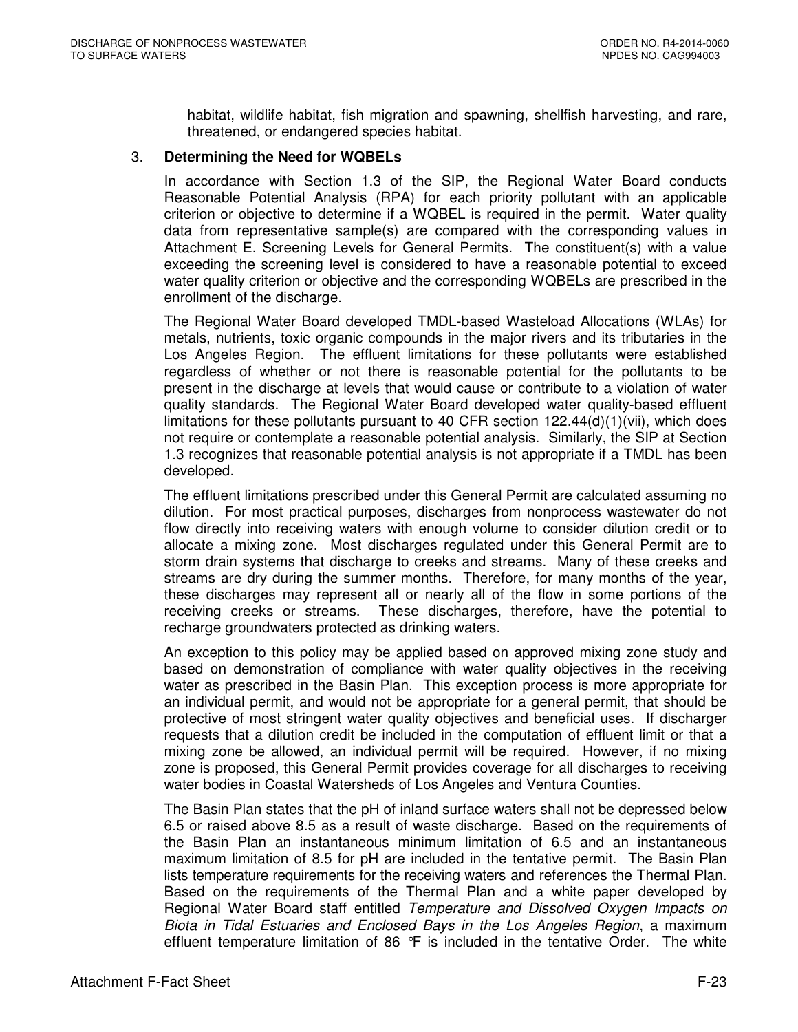habitat, wildlife habitat, fish migration and spawning, shellfish harvesting, and rare, threatened, or endangered species habitat.

3. **Determining the Need for WQBELs**

   In accordance with Section 1.3 of the SIP, the Regional Water Board conducts Reasonable Potential Analysis (RPA) for each priority pollutant with an applicable criterion or objective to determine if a WQBEL is required in the permit. Water quality data from representative sample(s) are compared with the corresponding values in Attachment E. Screening Levels for General Permits. The constituent(s) with a value exceeding the screening level is considered to have a reasonable potential to exceed water quality criterion or objective and the corresponding WQBELs are prescribed in the enrollment of the discharge.

   The Regional Water Board developed TMDL-based Wasteload Allocations (WLAs) for metals, nutrients, toxic organic compounds in the major rivers and its tributaries in the Los Angeles Region. The effluent limitations for these pollutants were established regardless of whether or not there is reasonable potential for the pollutants to be present in the discharge at levels that would cause or contribute to a violation of water quality standards. The Regional Water Board developed water quality-based effluent limitations for these pollutants pursuant to 40 CFR section 122.44(d)(1)(vii), which does not require or contemplate a reasonable potential analysis. Similarly, the SIP at Section 1.3 recognizes that reasonable potential analysis is not appropriate if a TMDL has been developed.

   The effluent limitations prescribed under this General Permit are calculated assuming no dilution. For most practical purposes, discharges from nonprocess wastewater do not flow directly into receiving waters with enough volume to consider dilution credit or to allocate a mixing zone. Most discharges regulated under this General Permit are to storm drain systems that discharge to creeks and streams. Many of these creeks and streams are dry during the summer months. Therefore, for many months of the year, these discharges may represent all or nearly all of the flow in some portions of the receiving creeks or streams. These discharges, therefore, have the potential to recharge groundwaters protected as drinking waters.

   An exception to this policy may be applied based on approved mixing zone study and based on demonstration of compliance with water quality objectives in the receiving water as prescribed in the Basin Plan. This exception process is more appropriate for an individual permit, and would not be appropriate for a general permit, that should be protective of most stringent water quality objectives and beneficial uses. If discharger requests that a dilution credit be included in the computation of effluent limit or that a mixing zone be allowed, an individual permit will be required. However, if no mixing zone is proposed, this General Permit provides coverage for all discharges to receiving water bodies in Coastal Watersheds of Los Angeles and Ventura Counties.

   The Basin Plan states that the pH of inland surface waters shall not be depressed below 6.5 or raised above 8.5 as a result of waste discharge. Based on the requirements of the Basin Plan an instantaneous minimum limitation of 6.5 and an instantaneous maximum limitation of 8.5 for pH are included in the tentative permit. The Basin Plan lists temperature requirements for the receiving waters and references the Thermal Plan. Based on the requirements of the Thermal Plan and a white paper developed by Regional Water Board staff entitled *Temperature and Dissolved Oxygen Impacts on Biota in Tidal Estuaries and Enclosed Bays in the Los Angeles Region*, a maximum effluent temperature limitation of 86 °F is included in the tentative Order. The white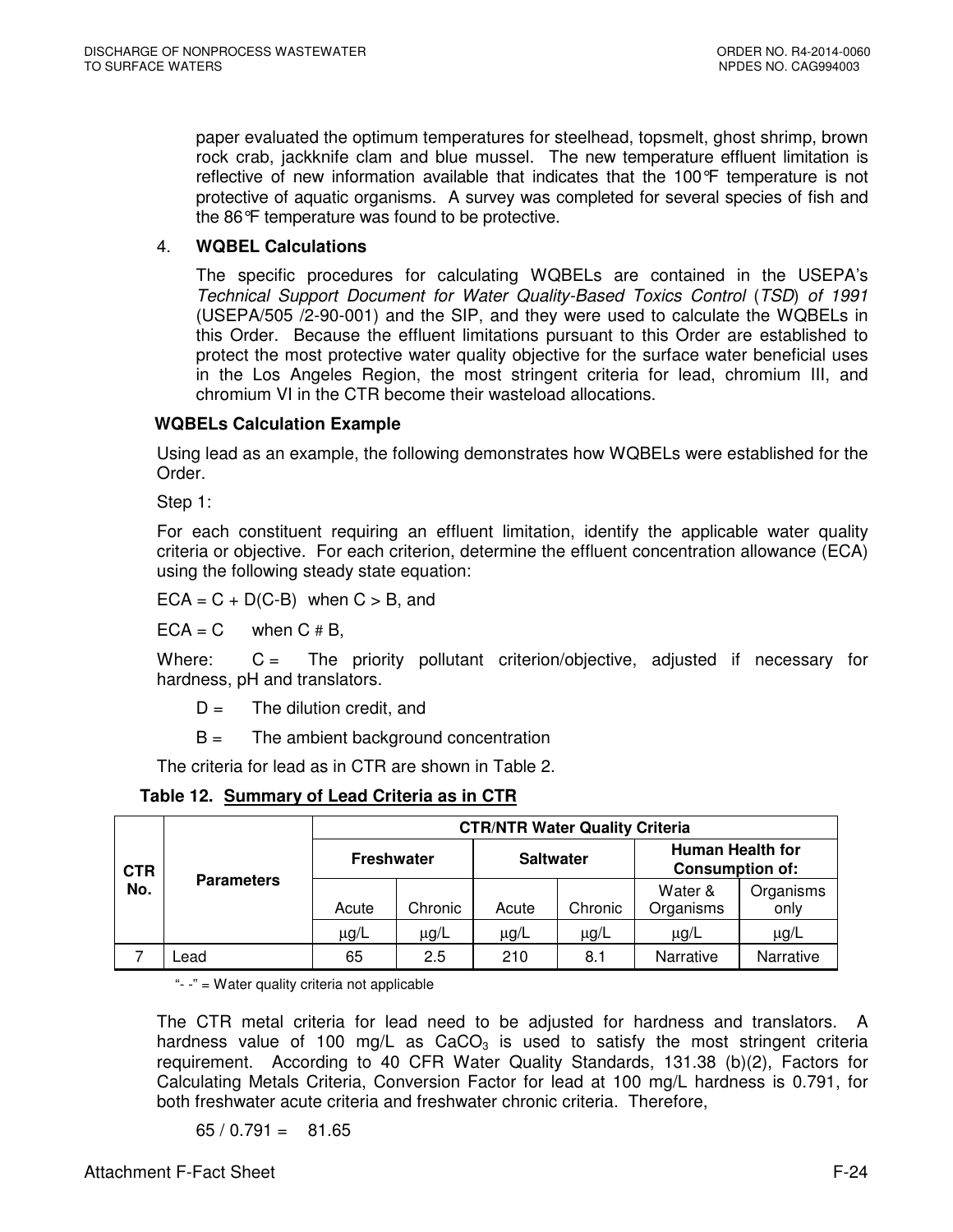paper evaluated the optimum temperatures for steelhead, topsmelt, ghost shrimp, brown rock crab, jackknife clam and blue mussel. The new temperature effluent limitation is reflective of new information available that indicates that the 100°F temperature is not protective of aquatic organisms. A survey was completed for several species of fish and the 86°F temperature was found to be protective.

4. **WQBEL Calculations**

The specific procedures for calculating WQBELs are contained in the USEPA's *Technical Support Document for Water Quality-Based Toxics Control* (*TSD*) *of 1991* (USEPA/505 /2-90-001) and the SIP, and they were used to calculate the WQBELs in this Order. Because the effluent limitations pursuant to this Order are established to protect the most protective water quality objective for the surface water beneficial uses in the Los Angeles Region, the most stringent criteria for lead, chromium III, and chromium VI in the CTR become their wasteload allocations.

**WQBELs Calculation Example**

Using lead as an example, the following demonstrates how WQBELs were established for the Order.

Step 1:

For each constituent requiring an effluent limitation, identify the applicable water quality criteria or objective. For each criterion, determine the effluent concentration allowance (ECA) using the following steady state equation:

ECA = C + D(C-B) when C > B, and

ECA = C when C ≤ B,

Where: C = The priority pollutant criterion/objective, adjusted if necessary for hardness, pH and translators.

D = The dilution credit, and

B = The ambient background concentration

The criteria for lead as in CTR are shown in Table 2.

**Table 12. Summary of Lead Criteria as in CTR**

| CTR No. | Parameters | CTR/NTR Water Quality Criteria | | | | | |
|---|---|---|---|---|---|---|---|
| | | Freshwater | | Saltwater | | Human Health for Consumption of: | |
| | | Acute | Chronic | Acute | Chronic | Water & Organisms | Organisms only |
| | | μg/L | μg/L | μg/L | μg/L | μg/L | μg/L |
| 7 | Lead | 65 | 2.5 | 210 | 8.1 | Narrative | Narrative |

"- -" = Water quality criteria not applicable

The CTR metal criteria for lead need to be adjusted for hardness and translators. A hardness value of 100 mg/L as $CaCO_3$ is used to satisfy the most stringent criteria requirement. According to 40 CFR Water Quality Standards, 131.38 (b)(2), Factors for Calculating Metals Criteria, Conversion Factor for lead at 100 mg/L hardness is 0.791, for both freshwater acute criteria and freshwater chronic criteria. Therefore,

65 / 0.791 = 81.65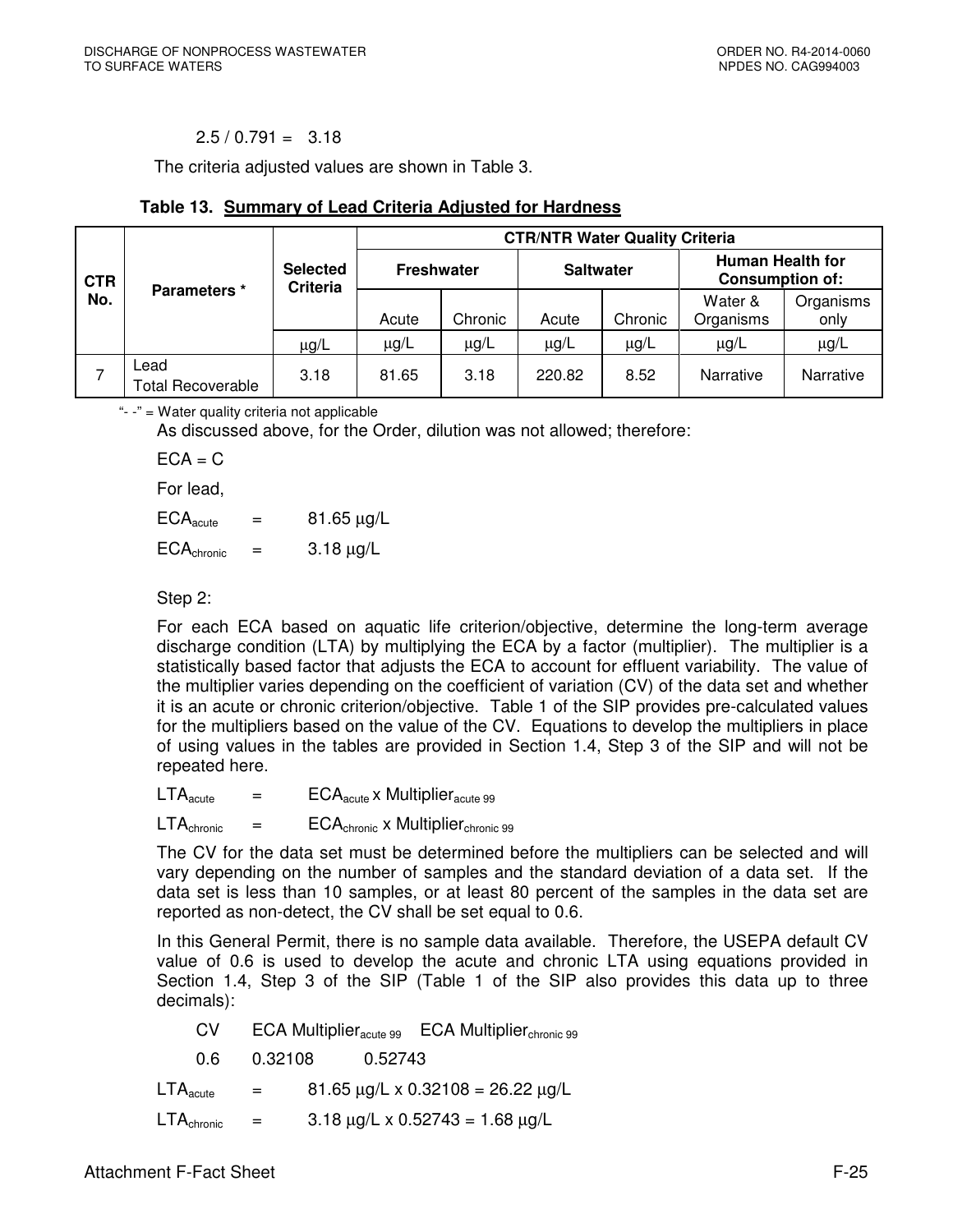2.5 / 0.791 = 3.18

The criteria adjusted values are shown in Table 3.

**Table 13. Summary of Lead Criteria Adjusted for Hardness**

| CTR No. | Parameters * | Selected Criteria | CTR/NTR Water Quality Criteria | | | | | |
|---|---|---|---|---|---|---|---|---|
| | | | Freshwater | | Saltwater | | Human Health for Consumption of: | |
| | | | Acute | Chronic | Acute | Chronic | Water & Organisms | Organisms only |
| | | μg/L | μg/L | μg/L | μg/L | μg/L | μg/L | μg/L |
| 7 | Lead Total Recoverable | 3.18 | 81.65 | 3.18 | 220.82 | 8.52 | Narrative | Narrative |

"- -" = Water quality criteria not applicable

As discussed above, for the Order, dilution was not allowed; therefore:

ECA = C

For lead,

$ECA_{acute}$ = 81.65 μg/L

$ECA_{chronic}$ = 3.18 μg/L

Step 2:

For each ECA based on aquatic life criterion/objective, determine the long-term average discharge condition (LTA) by multiplying the ECA by a factor (multiplier). The multiplier is a statistically based factor that adjusts the ECA to account for effluent variability. The value of the multiplier varies depending on the coefficient of variation (CV) of the data set and whether it is an acute or chronic criterion/objective. Table 1 of the SIP provides pre-calculated values for the multipliers based on the value of the CV. Equations to develop the multipliers in place of using values in the tables are provided in Section 1.4, Step 3 of the SIP and will not be repeated here.

$LTA_{acute}$ = $ECA_{acute}$ x $Multiplier_{acute\ 99}$

$LTA_{chronic}$ = $ECA_{chronic}$ x $Multiplier_{chronic\ 99}$

The CV for the data set must be determined before the multipliers can be selected and will vary depending on the number of samples and the standard deviation of a data set. If the data set is less than 10 samples, or at least 80 percent of the samples in the data set are reported as non-detect, the CV shall be set equal to 0.6.

In this General Permit, there is no sample data available. Therefore, the USEPA default CV value of 0.6 is used to develop the acute and chronic LTA using equations provided in Section 1.4, Step 3 of the SIP (Table 1 of the SIP also provides this data up to three decimals):

| CV | ECA $Multiplier_{acute\ 99}$ | ECA $Multiplier_{chronic\ 99}$ |
|---|---|---|
| 0.6 | 0.32108 | 0.52743 |

$LTA_{acute}$ = 81.65 μg/L x 0.32108 = 26.22 μg/L

$LTA_{chronic}$ = 3.18 μg/L x 0.52743 = 1.68 μg/L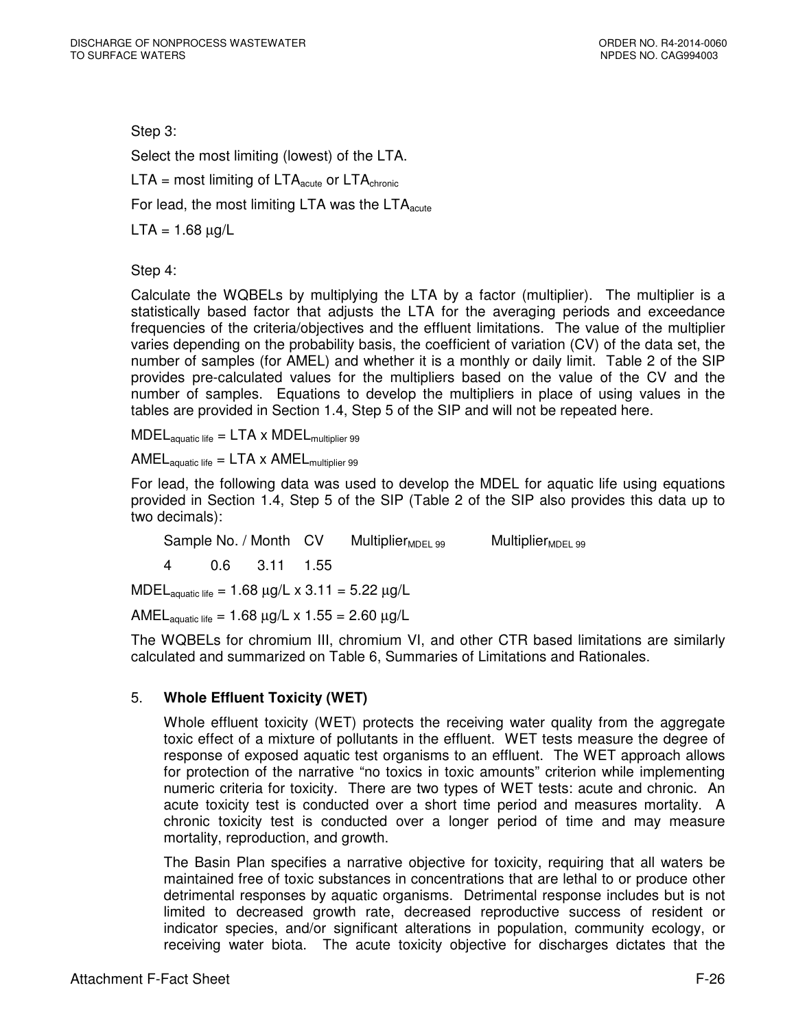Step 3:

Select the most limiting (lowest) of the LTA.

$LTA$ = most limiting of $LTA_{acute}$ or $LTA_{chronic}$

For lead, the most limiting LTA was the $LTA_{acute}$

LTA = 1.68 μg/L

Step 4:

Calculate the WQBELs by multiplying the LTA by a factor (multiplier). The multiplier is a statistically based factor that adjusts the LTA for the averaging periods and exceedance frequencies of the criteria/objectives and the effluent limitations. The value of the multiplier varies depending on the probability basis, the coefficient of variation (CV) of the data set, the number of samples (for AMEL) and whether it is a monthly or daily limit. Table 2 of the SIP provides pre-calculated values for the multipliers based on the value of the CV and the number of samples. Equations to develop the multipliers in place of using values in the tables are provided in Section 1.4, Step 5 of the SIP and will not be repeated here.

$MDEL_{aquatic\ life} = LTA \times MDEL_{multiplier\ 99}$

$AMEL_{aquatic\ life} = LTA \times AMEL_{multiplier\ 99}$

For lead, the following data was used to develop the MDEL for aquatic life using equations provided in Section 1.4, Step 5 of the SIP (Table 2 of the SIP also provides this data up to two decimals):

| Sample No. / Month | CV | $Multiplier_{MDEL\ 99}$ | $Multiplier_{MDEL\ 99}$ |
|---|---|---|---|
| 4 | 0.6 | 3.11 | 1.55 |

$MDEL_{aquatic\ life}$ = 1.68 μg/L x 3.11 = 5.22 μg/L

$AMEL_{aquatic\ life}$ = 1.68 μg/L x 1.55 = 2.60 μg/L

The WQBELs for chromium III, chromium VI, and other CTR based limitations are similarly calculated and summarized on Table 6, Summaries of Limitations and Rationales.

5. **Whole Effluent Toxicity (WET)**

Whole effluent toxicity (WET) protects the receiving water quality from the aggregate toxic effect of a mixture of pollutants in the effluent. WET tests measure the degree of response of exposed aquatic test organisms to an effluent. The WET approach allows for protection of the narrative "no toxics in toxic amounts" criterion while implementing numeric criteria for toxicity. There are two types of WET tests: acute and chronic. An acute toxicity test is conducted over a short time period and measures mortality. A chronic toxicity test is conducted over a longer period of time and may measure mortality, reproduction, and growth.

The Basin Plan specifies a narrative objective for toxicity, requiring that all waters be maintained free of toxic substances in concentrations that are lethal to or produce other detrimental responses by aquatic organisms. Detrimental response includes but is not limited to decreased growth rate, decreased reproductive success of resident or indicator species, and/or significant alterations in population, community ecology, or receiving water biota. The acute toxicity objective for discharges dictates that the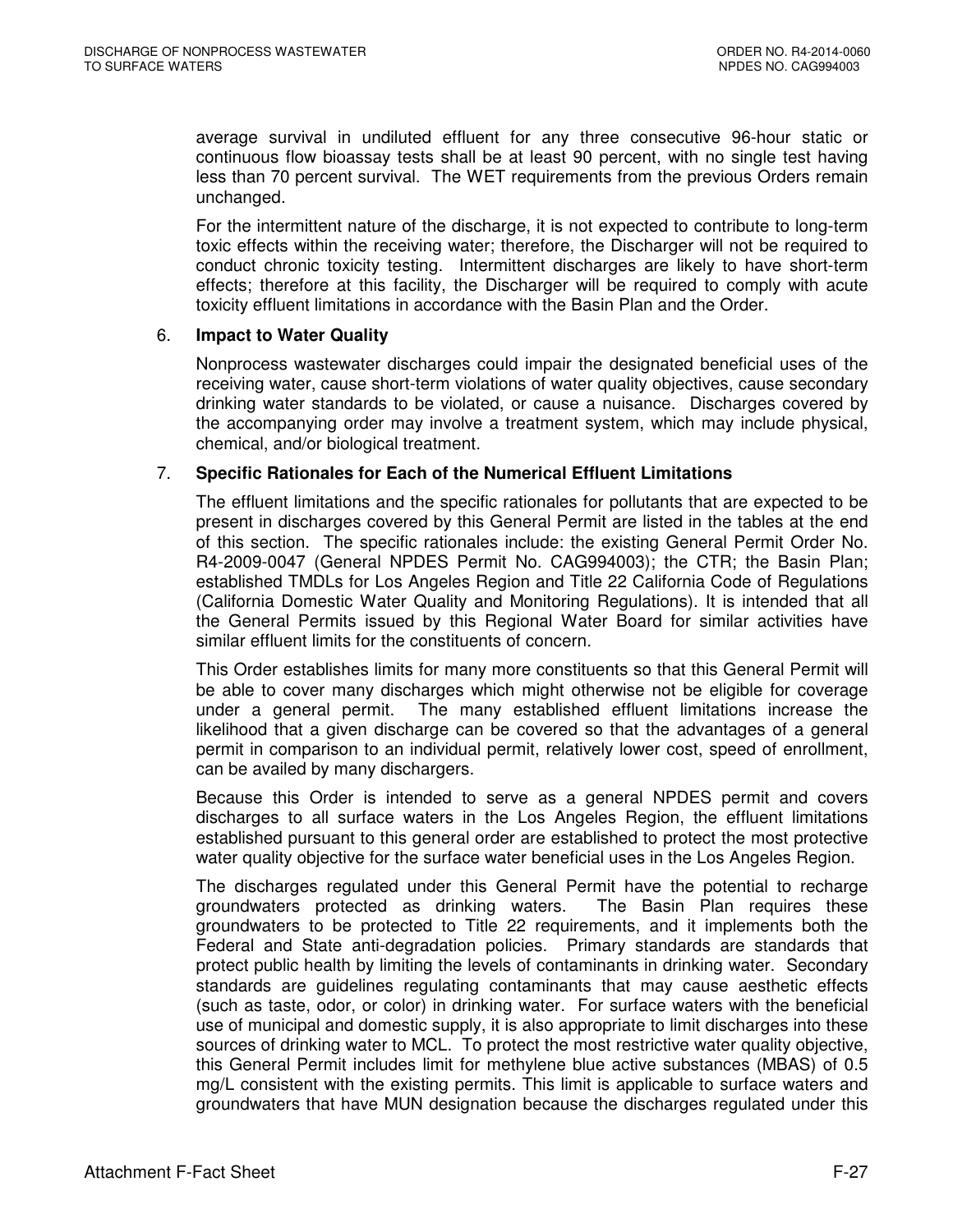average survival in undiluted effluent for any three consecutive 96-hour static or continuous flow bioassay tests shall be at least 90 percent, with no single test having less than 70 percent survival. The WET requirements from the previous Orders remain unchanged.

For the intermittent nature of the discharge, it is not expected to contribute to long-term toxic effects within the receiving water; therefore, the Discharger will not be required to conduct chronic toxicity testing. Intermittent discharges are likely to have short-term effects; therefore at this facility, the Discharger will be required to comply with acute toxicity effluent limitations in accordance with the Basin Plan and the Order.

6. **Impact to Water Quality**

Nonprocess wastewater discharges could impair the designated beneficial uses of the receiving water, cause short-term violations of water quality objectives, cause secondary drinking water standards to be violated, or cause a nuisance. Discharges covered by the accompanying order may involve a treatment system, which may include physical, chemical, and/or biological treatment.

7. **Specific Rationales for Each of the Numerical Effluent Limitations**

The effluent limitations and the specific rationales for pollutants that are expected to be present in discharges covered by this General Permit are listed in the tables at the end of this section. The specific rationales include: the existing General Permit Order No. R4-2009-0047 (General NPDES Permit No. CAG994003); the CTR; the Basin Plan; established TMDLs for Los Angeles Region and Title 22 California Code of Regulations (California Domestic Water Quality and Monitoring Regulations). It is intended that all the General Permits issued by this Regional Water Board for similar activities have similar effluent limits for the constituents of concern.

This Order establishes limits for many more constituents so that this General Permit will be able to cover many discharges which might otherwise not be eligible for coverage under a general permit. The many established effluent limitations increase the likelihood that a given discharge can be covered so that the advantages of a general permit in comparison to an individual permit, relatively lower cost, speed of enrollment, can be availed by many dischargers.

Because this Order is intended to serve as a general NPDES permit and covers discharges to all surface waters in the Los Angeles Region, the effluent limitations established pursuant to this general order are established to protect the most protective water quality objective for the surface water beneficial uses in the Los Angeles Region.

The discharges regulated under this General Permit have the potential to recharge groundwaters protected as drinking waters. The Basin Plan requires these groundwaters to be protected to Title 22 requirements, and it implements both the Federal and State anti-degradation policies. Primary standards are standards that protect public health by limiting the levels of contaminants in drinking water. Secondary standards are guidelines regulating contaminants that may cause aesthetic effects (such as taste, odor, or color) in drinking water. For surface waters with the beneficial use of municipal and domestic supply, it is also appropriate to limit discharges into these sources of drinking water to MCL. To protect the most restrictive water quality objective, this General Permit includes limit for methylene blue active substances (MBAS) of 0.5 mg/L consistent with the existing permits. This limit is applicable to surface waters and groundwaters that have MUN designation because the discharges regulated under this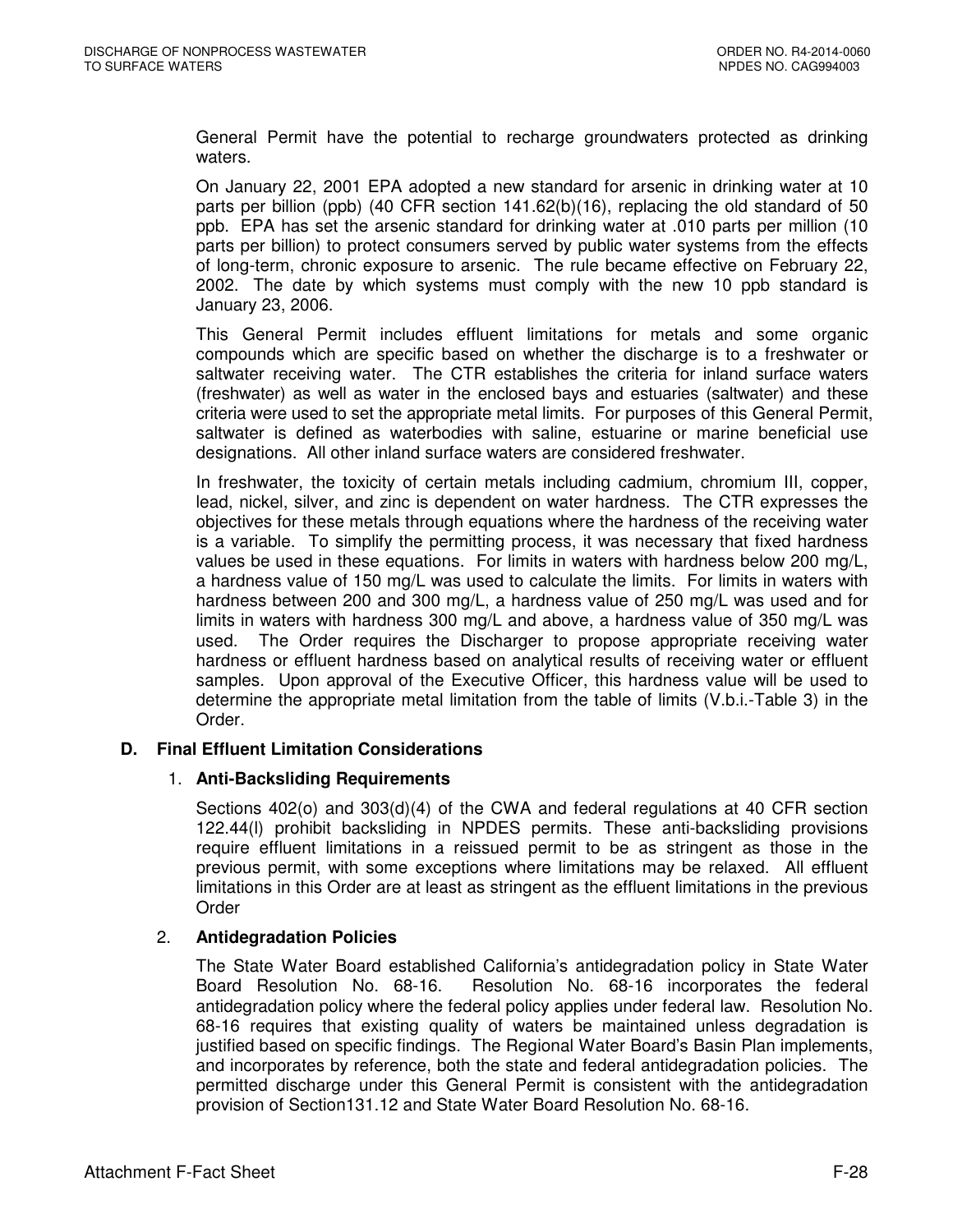General Permit have the potential to recharge groundwaters protected as drinking waters.

On January 22, 2001 EPA adopted a new standard for arsenic in drinking water at 10 parts per billion (ppb) (40 CFR section 141.62(b)(16), replacing the old standard of 50 ppb. EPA has set the arsenic standard for drinking water at .010 parts per million (10 parts per billion) to protect consumers served by public water systems from the effects of long-term, chronic exposure to arsenic. The rule became effective on February 22, 2002. The date by which systems must comply with the new 10 ppb standard is January 23, 2006.

This General Permit includes effluent limitations for metals and some organic compounds which are specific based on whether the discharge is to a freshwater or saltwater receiving water. The CTR establishes the criteria for inland surface waters (freshwater) as well as water in the enclosed bays and estuaries (saltwater) and these criteria were used to set the appropriate metal limits. For purposes of this General Permit, saltwater is defined as waterbodies with saline, estuarine or marine beneficial use designations. All other inland surface waters are considered freshwater.

In freshwater, the toxicity of certain metals including cadmium, chromium III, copper, lead, nickel, silver, and zinc is dependent on water hardness. The CTR expresses the objectives for these metals through equations where the hardness of the receiving water is a variable. To simplify the permitting process, it was necessary that fixed hardness values be used in these equations. For limits in waters with hardness below 200 mg/L, a hardness value of 150 mg/L was used to calculate the limits. For limits in waters with hardness between 200 and 300 mg/L, a hardness value of 250 mg/L was used and for limits in waters with hardness 300 mg/L and above, a hardness value of 350 mg/L was used. The Order requires the Discharger to propose appropriate receiving water hardness or effluent hardness based on analytical results of receiving water or effluent samples. Upon approval of the Executive Officer, this hardness value will be used to determine the appropriate metal limitation from the table of limits (V.b.i.-Table 3) in the Order.

### D. Final Effluent Limitation Considerations

#### 1. Anti-Backsliding Requirements

Sections 402(o) and 303(d)(4) of the CWA and federal regulations at 40 CFR section 122.44(l) prohibit backsliding in NPDES permits. These anti-backsliding provisions require effluent limitations in a reissued permit to be as stringent as those in the previous permit, with some exceptions where limitations may be relaxed. All effluent limitations in this Order are at least as stringent as the effluent limitations in the previous Order

#### 2. Antidegradation Policies

The State Water Board established California's antidegradation policy in State Water Board Resolution No. 68-16. Resolution No. 68-16 incorporates the federal antidegradation policy where the federal policy applies under federal law. Resolution No. 68-16 requires that existing quality of waters be maintained unless degradation is justified based on specific findings. The Regional Water Board's Basin Plan implements, and incorporates by reference, both the state and federal antidegradation policies. The permitted discharge under this General Permit is consistent with the antidegradation provision of Section131.12 and State Water Board Resolution No. 68-16.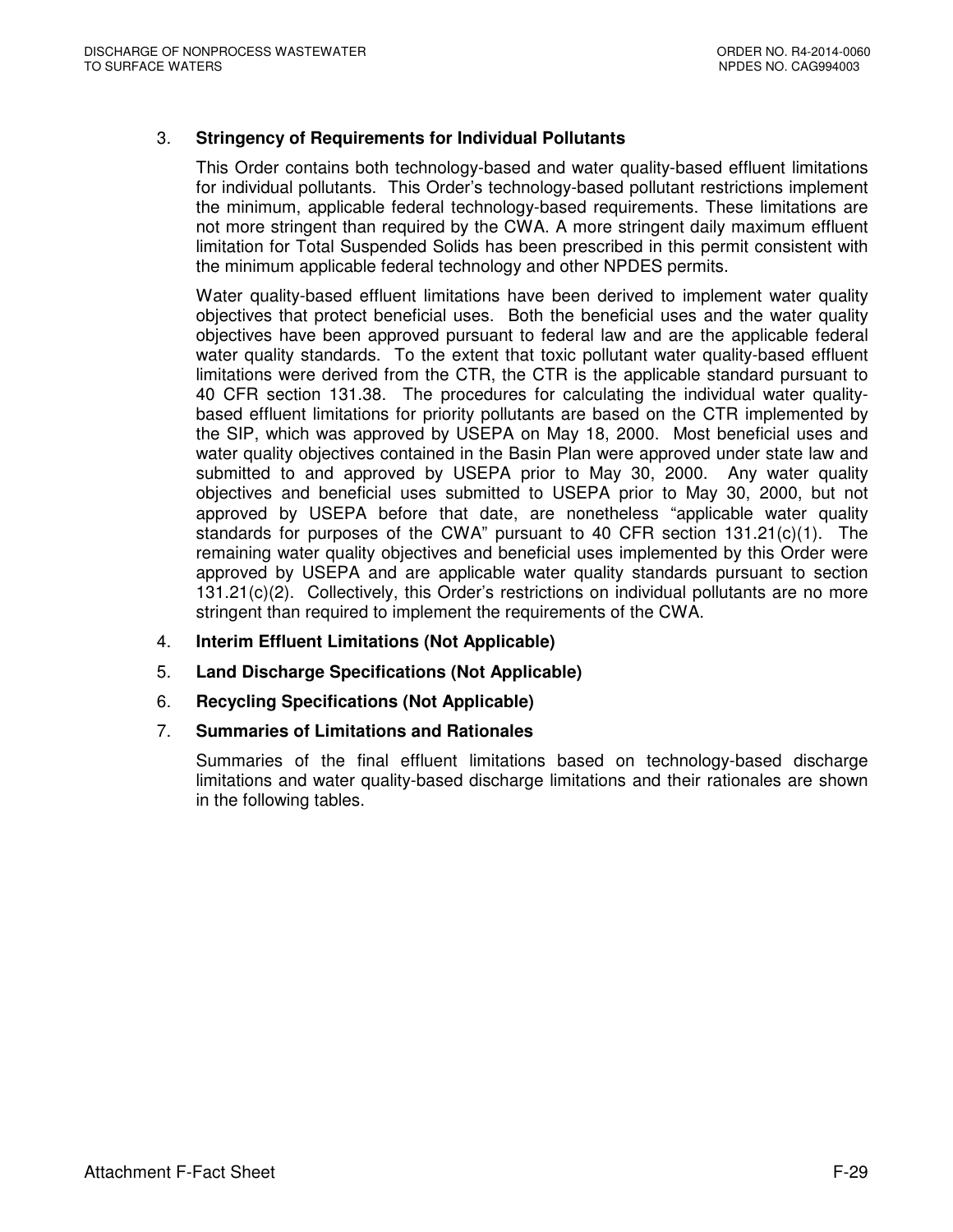3. **Stringency of Requirements for Individual Pollutants**

   This Order contains both technology-based and water quality-based effluent limitations for individual pollutants. This Order's technology-based pollutant restrictions implement the minimum, applicable federal technology-based requirements. These limitations are not more stringent than required by the CWA. A more stringent daily maximum effluent limitation for Total Suspended Solids has been prescribed in this permit consistent with the minimum applicable federal technology and other NPDES permits.

   Water quality-based effluent limitations have been derived to implement water quality objectives that protect beneficial uses. Both the beneficial uses and the water quality objectives have been approved pursuant to federal law and are the applicable federal water quality standards. To the extent that toxic pollutant water quality-based effluent limitations were derived from the CTR, the CTR is the applicable standard pursuant to 40 CFR section 131.38. The procedures for calculating the individual water quality-based effluent limitations for priority pollutants are based on the CTR implemented by the SIP, which was approved by USEPA on May 18, 2000. Most beneficial uses and water quality objectives contained in the Basin Plan were approved under state law and submitted to and approved by USEPA prior to May 30, 2000. Any water quality objectives and beneficial uses submitted to USEPA prior to May 30, 2000, but not approved by USEPA before that date, are nonetheless "applicable water quality standards for purposes of the CWA" pursuant to 40 CFR section 131.21(c)(1). The remaining water quality objectives and beneficial uses implemented by this Order were approved by USEPA and are applicable water quality standards pursuant to section 131.21(c)(2). Collectively, this Order's restrictions on individual pollutants are no more stringent than required to implement the requirements of the CWA.

4. **Interim Effluent Limitations (Not Applicable)**

5. **Land Discharge Specifications (Not Applicable)**

6. **Recycling Specifications (Not Applicable)**

7. **Summaries of Limitations and Rationales**

   Summaries of the final effluent limitations based on technology-based discharge limitations and water quality-based discharge limitations and their rationales are shown in the following tables.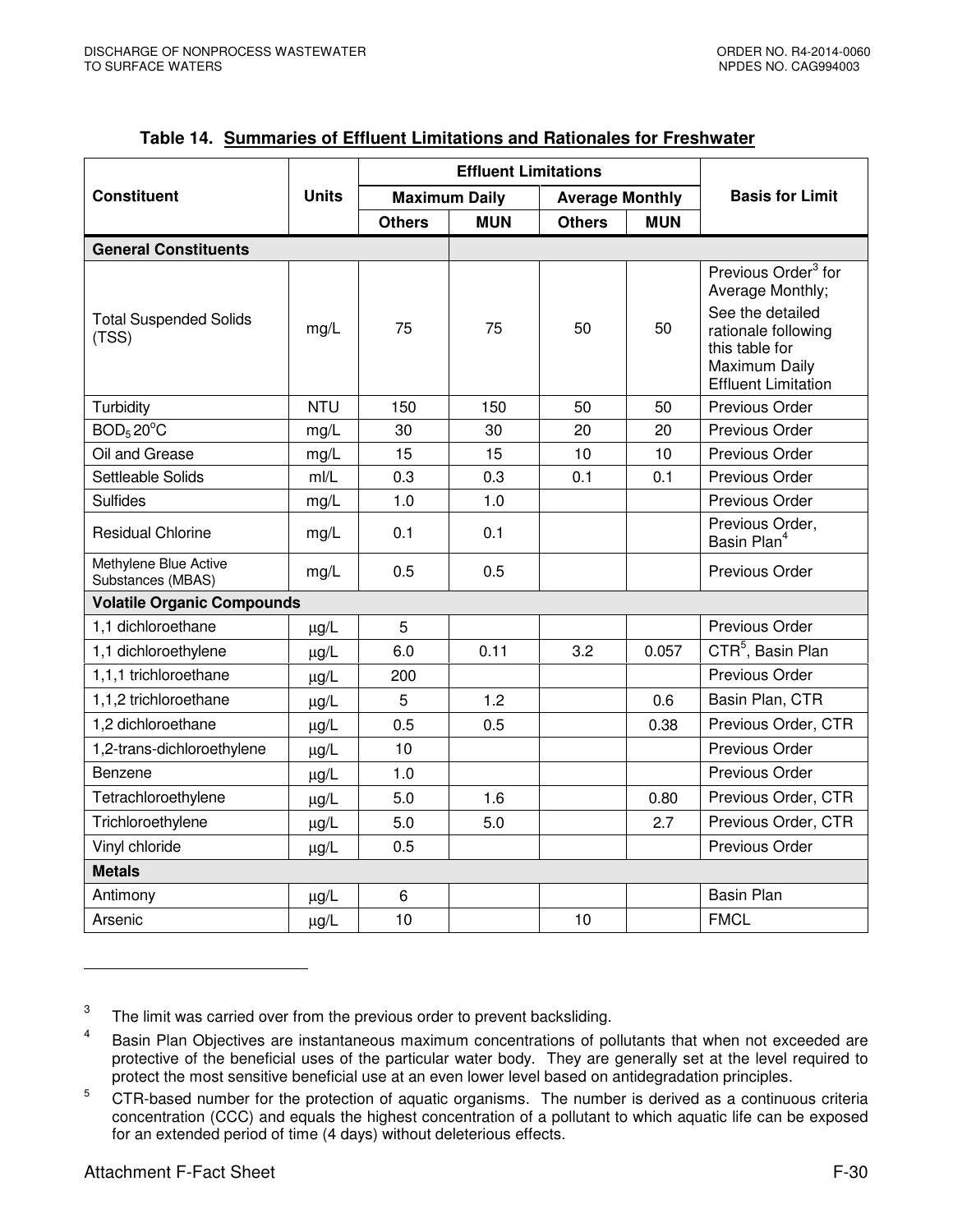**Table 14. Summaries of Effluent Limitations and Rationales for Freshwater**

| Constituent | Units | Effluent Limitations | | | | Basis for Limit |
|---|---|---|---|---|---|---|
| | | Maximum Daily | | Average Monthly | | |
| | | Others | MUN | Others | MUN | |
| **General Constituents** | | | | | | |
| Total Suspended Solids (TSS) | mg/L | 75 | 75 | 50 | 50 | Previous Order[3] for Average Monthly; See the detailed rationale following this table for Maximum Daily Effluent Limitation |
| Turbidity | NTU | 150 | 150 | 50 | 50 | Previous Order |
| $BOD_5$ 20°C | mg/L | 30 | 30 | 20 | 20 | Previous Order |
| Oil and Grease | mg/L | 15 | 15 | 10 | 10 | Previous Order |
| Settleable Solids | ml/L | 0.3 | 0.3 | 0.1 | 0.1 | Previous Order |
| Sulfides | mg/L | 1.0 | 1.0 | | | Previous Order |
| Residual Chlorine | mg/L | 0.1 | 0.1 | | | Previous Order, Basin Plan[4] |
| Methylene Blue Active Substances (MBAS) | mg/L | 0.5 | 0.5 | | | Previous Order |
| **Volatile Organic Compounds** | | | | | | |
| 1,1 dichloroethane | µg/L | 5 | | | | Previous Order |
| 1,1 dichloroethylene | µg/L | 6.0 | 0.11 | 3.2 | 0.057 | CTR[5], Basin Plan |
| 1,1,1 trichloroethane | µg/L | 200 | | | | Previous Order |
| 1,1,2 trichloroethane | µg/L | 5 | 1.2 | | 0.6 | Basin Plan, CTR |
| 1,2 dichloroethane | µg/L | 0.5 | 0.5 | | 0.38 | Previous Order, CTR |
| 1,2-trans-dichloroethylene | µg/L | 10 | | | | Previous Order |
| Benzene | µg/L | 1.0 | | | | Previous Order |
| Tetrachloroethylene | µg/L | 5.0 | 1.6 | | 0.80 | Previous Order, CTR |
| Trichloroethylene | µg/L | 5.0 | 5.0 | | 2.7 | Previous Order, CTR |
| Vinyl chloride | µg/L | 0.5 | | | | Previous Order |
| **Metals** | | | | | | |
| Antimony | µg/L | 6 | | | | Basin Plan |
| Arsenic | µg/L | 10 | | 10 | | FMCL |

---

[3] The limit was carried over from the previous order to prevent backsliding.

[4] Basin Plan Objectives are instantaneous maximum concentrations of pollutants that when not exceeded are protective of the beneficial uses of the particular water body. They are generally set at the level required to protect the most sensitive beneficial use at an even lower level based on antidegradation principles.

[5] CTR-based number for the protection of aquatic organisms. The number is derived as a continuous criteria concentration (CCC) and equals the highest concentration of a pollutant to which aquatic life can be exposed for an extended period of time (4 days) without deleterious effects.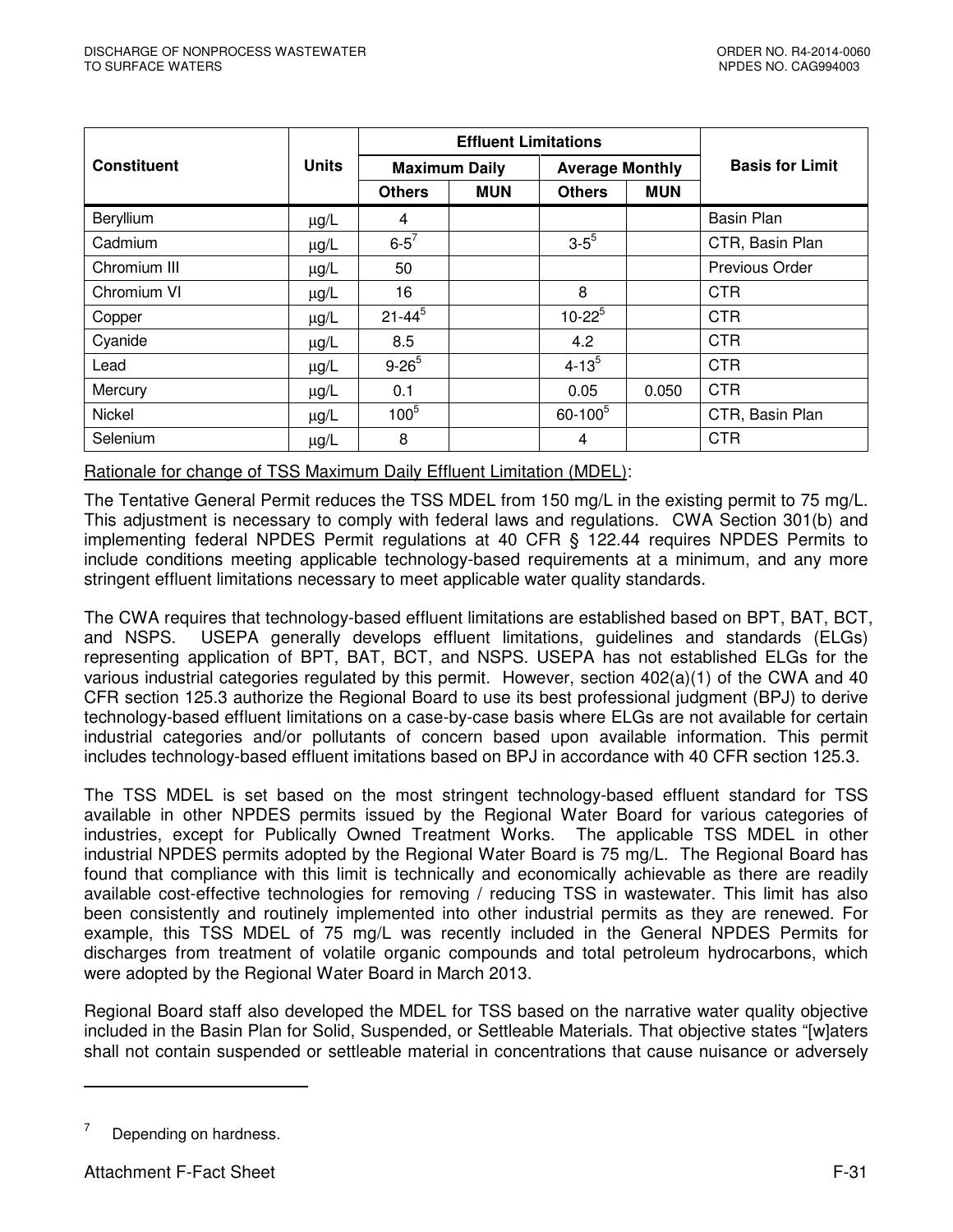| Constituent | Units | Effluent Limitations | | | | Basis for Limit |
|---|---|---|---|---|---|---|
| | | Maximum Daily | | Average Monthly | | |
| | | Others | MUN | Others | MUN | |
| Beryllium | μg/L | 4 | | | | Basin Plan |
| Cadmium | μg/L | 6-5[7] | | 3-5[5] | | CTR, Basin Plan |
| Chromium III | μg/L | 50 | | | | Previous Order |
| Chromium VI | μg/L | 16 | | 8 | | CTR |
| Copper | μg/L | 21-44[5] | | 10-22[5] | | CTR |
| Cyanide | μg/L | 8.5 | | 4.2 | | CTR |
| Lead | μg/L | 9-26[5] | | 4-13[5] | | CTR |
| Mercury | μg/L | 0.1 | | 0.05 | 0.050 | CTR |
| Nickel | μg/L | 100[5] | | 60-100[5] | | CTR, Basin Plan |
| Selenium | μg/L | 8 | | 4 | | CTR |

Rationale for change of TSS Maximum Daily Effluent Limitation (MDEL):

The Tentative General Permit reduces the TSS MDEL from 150 mg/L in the existing permit to 75 mg/L. This adjustment is necessary to comply with federal laws and regulations. CWA Section 301(b) and implementing federal NPDES Permit regulations at 40 CFR § 122.44 requires NPDES Permits to include conditions meeting applicable technology-based requirements at a minimum, and any more stringent effluent limitations necessary to meet applicable water quality standards.

The CWA requires that technology-based effluent limitations are established based on BPT, BAT, BCT, and NSPS. USEPA generally develops effluent limitations, guidelines and standards (ELGs) representing application of BPT, BAT, BCT, and NSPS. USEPA has not established ELGs for the various industrial categories regulated by this permit. However, section 402(a)(1) of the CWA and 40 CFR section 125.3 authorize the Regional Board to use its best professional judgment (BPJ) to derive technology-based effluent limitations on a case-by-case basis where ELGs are not available for certain industrial categories and/or pollutants of concern based upon available information. This permit includes technology-based effluent imitations based on BPJ in accordance with 40 CFR section 125.3.

The TSS MDEL is set based on the most stringent technology-based effluent standard for TSS available in other NPDES permits issued by the Regional Water Board for various categories of industries, except for Publically Owned Treatment Works. The applicable TSS MDEL in other industrial NPDES permits adopted by the Regional Water Board is 75 mg/L. The Regional Board has found that compliance with this limit is technically and economically achievable as there are readily available cost-effective technologies for removing / reducing TSS in wastewater. This limit has also been consistently and routinely implemented into other industrial permits as they are renewed. For example, this TSS MDEL of 75 mg/L was recently included in the General NPDES Permits for discharges from treatment of volatile organic compounds and total petroleum hydrocarbons, which were adopted by the Regional Water Board in March 2013.

Regional Board staff also developed the MDEL for TSS based on the narrative water quality objective included in the Basin Plan for Solid, Suspended, or Settleable Materials. That objective states "[w]aters shall not contain suspended or settleable material in concentrations that cause nuisance or adversely

[7] Depending on hardness.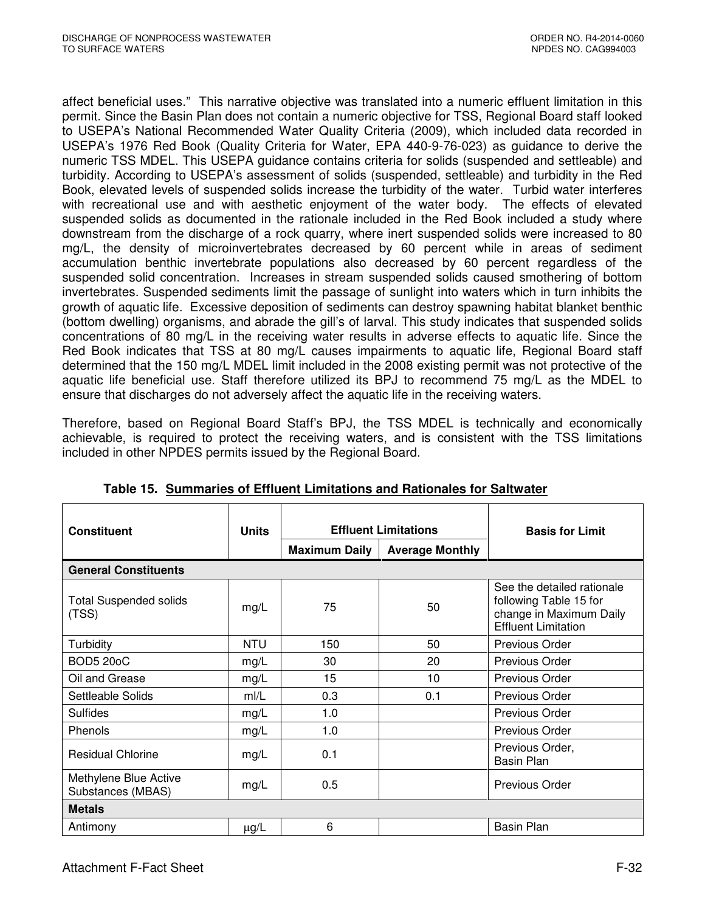affect beneficial uses." This narrative objective was translated into a numeric effluent limitation in this permit. Since the Basin Plan does not contain a numeric objective for TSS, Regional Board staff looked to USEPA's National Recommended Water Quality Criteria (2009), which included data recorded in USEPA's 1976 Red Book (Quality Criteria for Water, EPA 440-9-76-023) as guidance to derive the numeric TSS MDEL. This USEPA guidance contains criteria for solids (suspended and settleable) and turbidity. According to USEPA's assessment of solids (suspended, settleable) and turbidity in the Red Book, elevated levels of suspended solids increase the turbidity of the water. Turbid water interferes with recreational use and with aesthetic enjoyment of the water body. The effects of elevated suspended solids as documented in the rationale included in the Red Book included a study where downstream from the discharge of a rock quarry, where inert suspended solids were increased to 80 mg/L, the density of microinvertebrates decreased by 60 percent while in areas of sediment accumulation benthic invertebrate populations also decreased by 60 percent regardless of the suspended solid concentration. Increases in stream suspended solids caused smothering of bottom invertebrates. Suspended sediments limit the passage of sunlight into waters which in turn inhibits the growth of aquatic life. Excessive deposition of sediments can destroy spawning habitat blanket benthic (bottom dwelling) organisms, and abrade the gill's of larval. This study indicates that suspended solids concentrations of 80 mg/L in the receiving water results in adverse effects to aquatic life. Since the Red Book indicates that TSS at 80 mg/L causes impairments to aquatic life, Regional Board staff determined that the 150 mg/L MDEL limit included in the 2008 existing permit was not protective of the aquatic life beneficial use. Staff therefore utilized its BPJ to recommend 75 mg/L as the MDEL to ensure that discharges do not adversely affect the aquatic life in the receiving waters.

Therefore, based on Regional Board Staff's BPJ, the TSS MDEL is technically and economically achievable, is required to protect the receiving waters, and is consistent with the TSS limitations included in other NPDES permits issued by the Regional Board.

**Table 15. Summaries of Effluent Limitations and Rationales for Saltwater**

| Constituent | Units | Effluent Limitations | | Basis for Limit |
|---|---|---|---|---|
| | | Maximum Daily | Average Monthly | |
| **General Constituents** | | | | |
| Total Suspended solids (TSS) | mg/L | 75 | 50 | See the detailed rationale following Table 15 for change in Maximum Daily Effluent Limitation |
| Turbidity | NTU | 150 | 50 | Previous Order |
| BOD5 20oC | mg/L | 30 | 20 | Previous Order |
| Oil and Grease | mg/L | 15 | 10 | Previous Order |
| Settleable Solids | ml/L | 0.3 | 0.1 | Previous Order |
| Sulfides | mg/L | 1.0 | | Previous Order |
| Phenols | mg/L | 1.0 | | Previous Order |
| Residual Chlorine | mg/L | 0.1 | | Previous Order, Basin Plan |
| Methylene Blue Active Substances (MBAS) | mg/L | 0.5 | | Previous Order |
| **Metals** | | | | |
| Antimony | μg/L | 6 | | Basin Plan |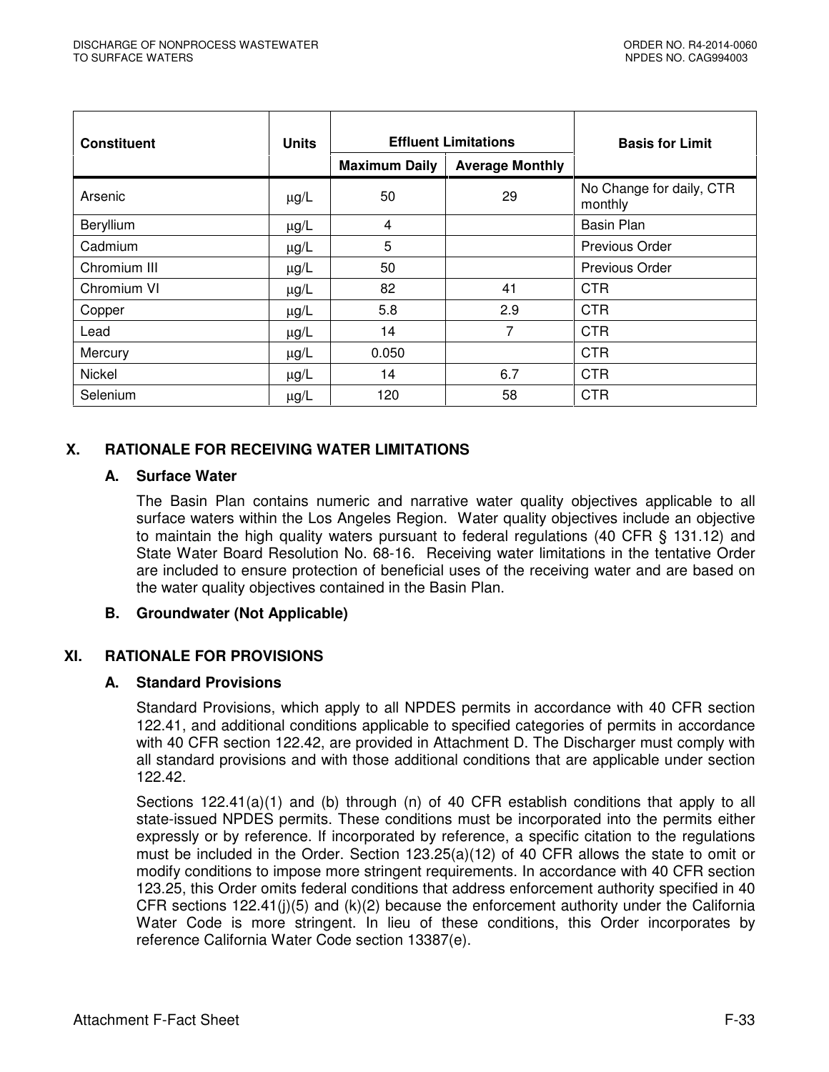| Constituent | Units | Effluent Limitations | | Basis for Limit |
|---|---|---|---|---|
| | | Maximum Daily | Average Monthly | |
| Arsenic | μg/L | 50 | 29 | No Change for daily, CTR monthly |
| Beryllium | μg/L | 4 | | Basin Plan |
| Cadmium | μg/L | 5 | | Previous Order |
| Chromium III | μg/L | 50 | | Previous Order |
| Chromium VI | μg/L | 82 | 41 | CTR |
| Copper | μg/L | 5.8 | 2.9 | CTR |
| Lead | μg/L | 14 | 7 | CTR |
| Mercury | μg/L | 0.050 | | CTR |
| Nickel | μg/L | 14 | 6.7 | CTR |
| Selenium | μg/L | 120 | 58 | CTR |

## X. RATIONALE FOR RECEIVING WATER LIMITATIONS

### A. Surface Water

The Basin Plan contains numeric and narrative water quality objectives applicable to all surface waters within the Los Angeles Region. Water quality objectives include an objective to maintain the high quality waters pursuant to federal regulations (40 CFR § 131.12) and State Water Board Resolution No. 68-16. Receiving water limitations in the tentative Order are included to ensure protection of beneficial uses of the receiving water and are based on the water quality objectives contained in the Basin Plan.

### B. Groundwater (Not Applicable)

## XI. RATIONALE FOR PROVISIONS

### A. Standard Provisions

Standard Provisions, which apply to all NPDES permits in accordance with 40 CFR section 122.41, and additional conditions applicable to specified categories of permits in accordance with 40 CFR section 122.42, are provided in Attachment D. The Discharger must comply with all standard provisions and with those additional conditions that are applicable under section 122.42.

Sections 122.41(a)(1) and (b) through (n) of 40 CFR establish conditions that apply to all state-issued NPDES permits. These conditions must be incorporated into the permits either expressly or by reference. If incorporated by reference, a specific citation to the regulations must be included in the Order. Section 123.25(a)(12) of 40 CFR allows the state to omit or modify conditions to impose more stringent requirements. In accordance with 40 CFR section 123.25, this Order omits federal conditions that address enforcement authority specified in 40 CFR sections 122.41(j)(5) and (k)(2) because the enforcement authority under the California Water Code is more stringent. In lieu of these conditions, this Order incorporates by reference California Water Code section 13387(e).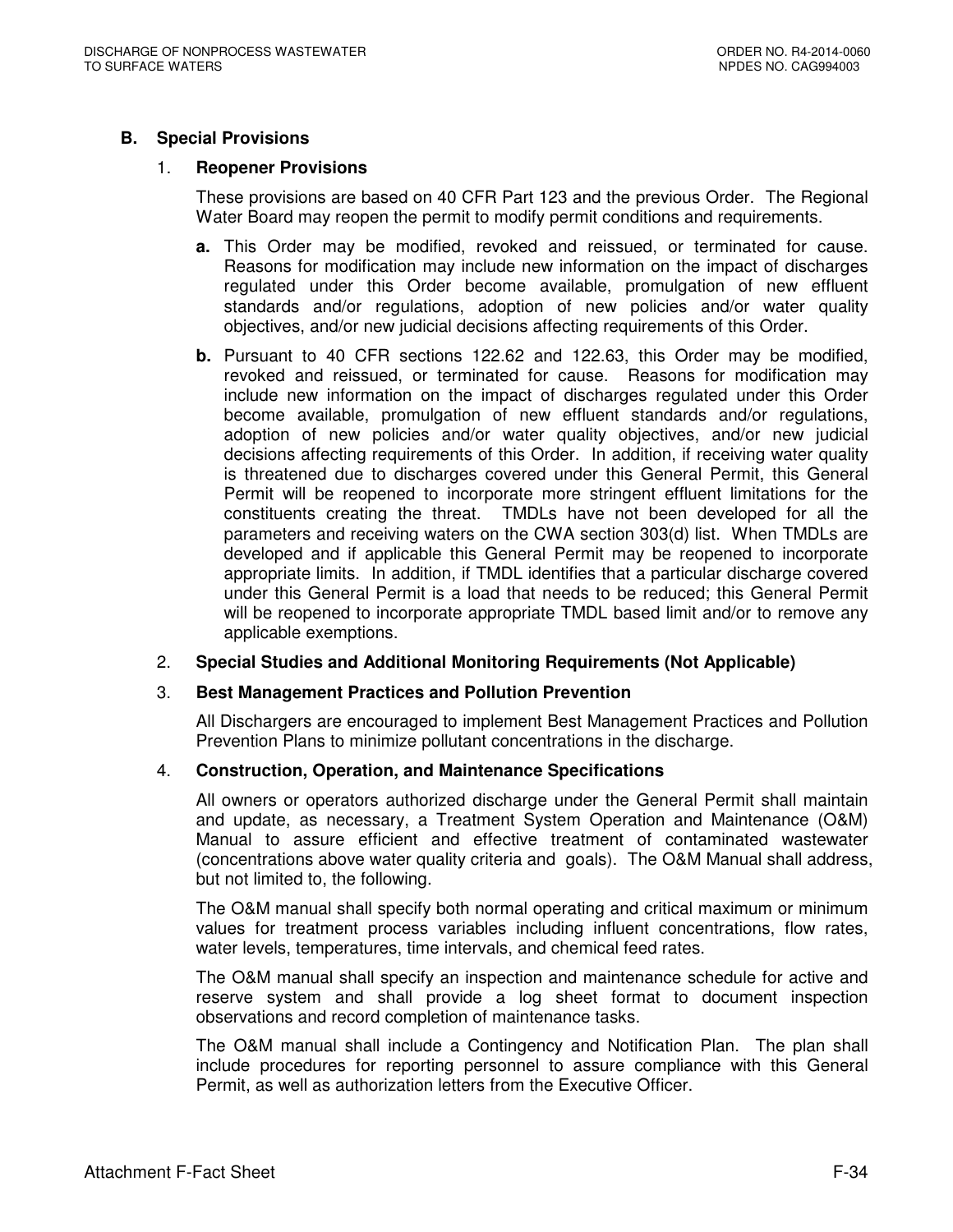## B. Special Provisions

### 1. Reopener Provisions

These provisions are based on 40 CFR Part 123 and the previous Order. The Regional Water Board may reopen the permit to modify permit conditions and requirements.

**a.** This Order may be modified, revoked and reissued, or terminated for cause. Reasons for modification may include new information on the impact of discharges regulated under this Order become available, promulgation of new effluent standards and/or regulations, adoption of new policies and/or water quality objectives, and/or new judicial decisions affecting requirements of this Order.

**b.** Pursuant to 40 CFR sections 122.62 and 122.63, this Order may be modified, revoked and reissued, or terminated for cause. Reasons for modification may include new information on the impact of discharges regulated under this Order become available, promulgation of new effluent standards and/or regulations, adoption of new policies and/or water quality objectives, and/or new judicial decisions affecting requirements of this Order. In addition, if receiving water quality is threatened due to discharges covered under this General Permit, this General Permit will be reopened to incorporate more stringent effluent limitations for the constituents creating the threat. TMDLs have not been developed for all the parameters and receiving waters on the CWA section 303(d) list. When TMDLs are developed and if applicable this General Permit may be reopened to incorporate appropriate limits. In addition, if TMDL identifies that a particular discharge covered under this General Permit is a load that needs to be reduced; this General Permit will be reopened to incorporate appropriate TMDL based limit and/or to remove any applicable exemptions.

### 2. Special Studies and Additional Monitoring Requirements (Not Applicable)

### 3. Best Management Practices and Pollution Prevention

All Dischargers are encouraged to implement Best Management Practices and Pollution Prevention Plans to minimize pollutant concentrations in the discharge.

### 4. Construction, Operation, and Maintenance Specifications

All owners or operators authorized discharge under the General Permit shall maintain and update, as necessary, a Treatment System Operation and Maintenance (O&M) Manual to assure efficient and effective treatment of contaminated wastewater (concentrations above water quality criteria and goals). The O&M Manual shall address, but not limited to, the following.

The O&M manual shall specify both normal operating and critical maximum or minimum values for treatment process variables including influent concentrations, flow rates, water levels, temperatures, time intervals, and chemical feed rates.

The O&M manual shall specify an inspection and maintenance schedule for active and reserve system and shall provide a log sheet format to document inspection observations and record completion of maintenance tasks.

The O&M manual shall include a Contingency and Notification Plan. The plan shall include procedures for reporting personnel to assure compliance with this General Permit, as well as authorization letters from the Executive Officer.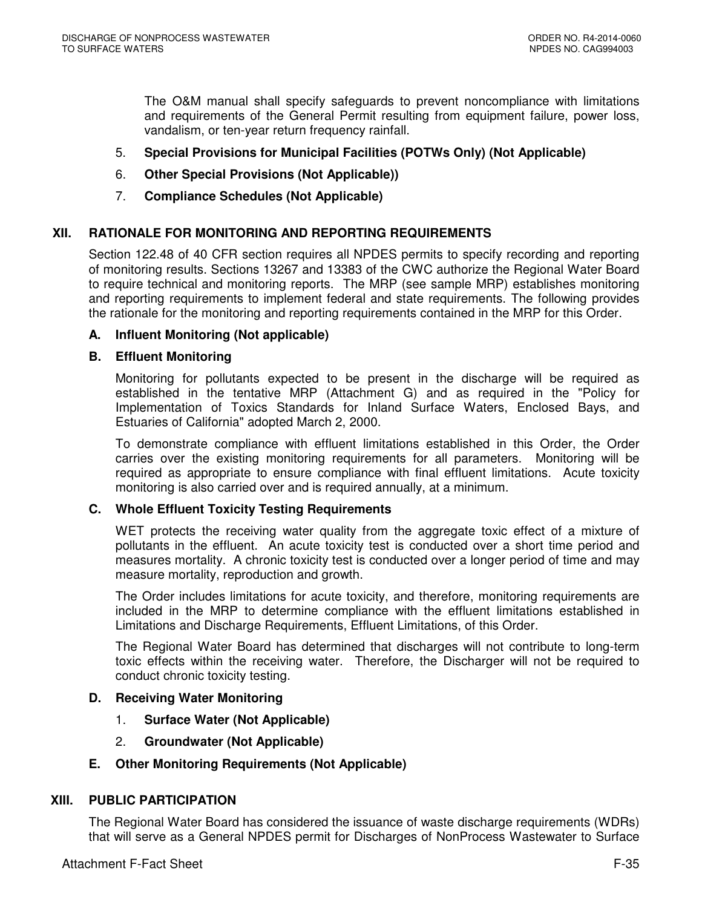The O&M manual shall specify safeguards to prevent noncompliance with limitations and requirements of the General Permit resulting from equipment failure, power loss, vandalism, or ten-year return frequency rainfall.

5. **Special Provisions for Municipal Facilities (POTWs Only) (Not Applicable)**
6. **Other Special Provisions (Not Applicable))**
7. **Compliance Schedules (Not Applicable)**

## XII. RATIONALE FOR MONITORING AND REPORTING REQUIREMENTS

Section 122.48 of 40 CFR section requires all NPDES permits to specify recording and reporting of monitoring results. Sections 13267 and 13383 of the CWC authorize the Regional Water Board to require technical and monitoring reports. The MRP (see sample MRP) establishes monitoring and reporting requirements to implement federal and state requirements. The following provides the rationale for the monitoring and reporting requirements contained in the MRP for this Order.

### A. Influent Monitoring (Not applicable)

### B. Effluent Monitoring

Monitoring for pollutants expected to be present in the discharge will be required as established in the tentative MRP (Attachment G) and as required in the "Policy for Implementation of Toxics Standards for Inland Surface Waters, Enclosed Bays, and Estuaries of California" adopted March 2, 2000.

To demonstrate compliance with effluent limitations established in this Order, the Order carries over the existing monitoring requirements for all parameters. Monitoring will be required as appropriate to ensure compliance with final effluent limitations. Acute toxicity monitoring is also carried over and is required annually, at a minimum.

### C. Whole Effluent Toxicity Testing Requirements

WET protects the receiving water quality from the aggregate toxic effect of a mixture of pollutants in the effluent. An acute toxicity test is conducted over a short time period and measures mortality. A chronic toxicity test is conducted over a longer period of time and may measure mortality, reproduction and growth.

The Order includes limitations for acute toxicity, and therefore, monitoring requirements are included in the MRP to determine compliance with the effluent limitations established in Limitations and Discharge Requirements, Effluent Limitations, of this Order.

The Regional Water Board has determined that discharges will not contribute to long-term toxic effects within the receiving water. Therefore, the Discharger will not be required to conduct chronic toxicity testing.

### D. Receiving Water Monitoring

1. **Surface Water (Not Applicable)**
2. **Groundwater (Not Applicable)**

### E. Other Monitoring Requirements (Not Applicable)

## XIII. PUBLIC PARTICIPATION

The Regional Water Board has considered the issuance of waste discharge requirements (WDRs) that will serve as a General NPDES permit for Discharges of NonProcess Wastewater to Surface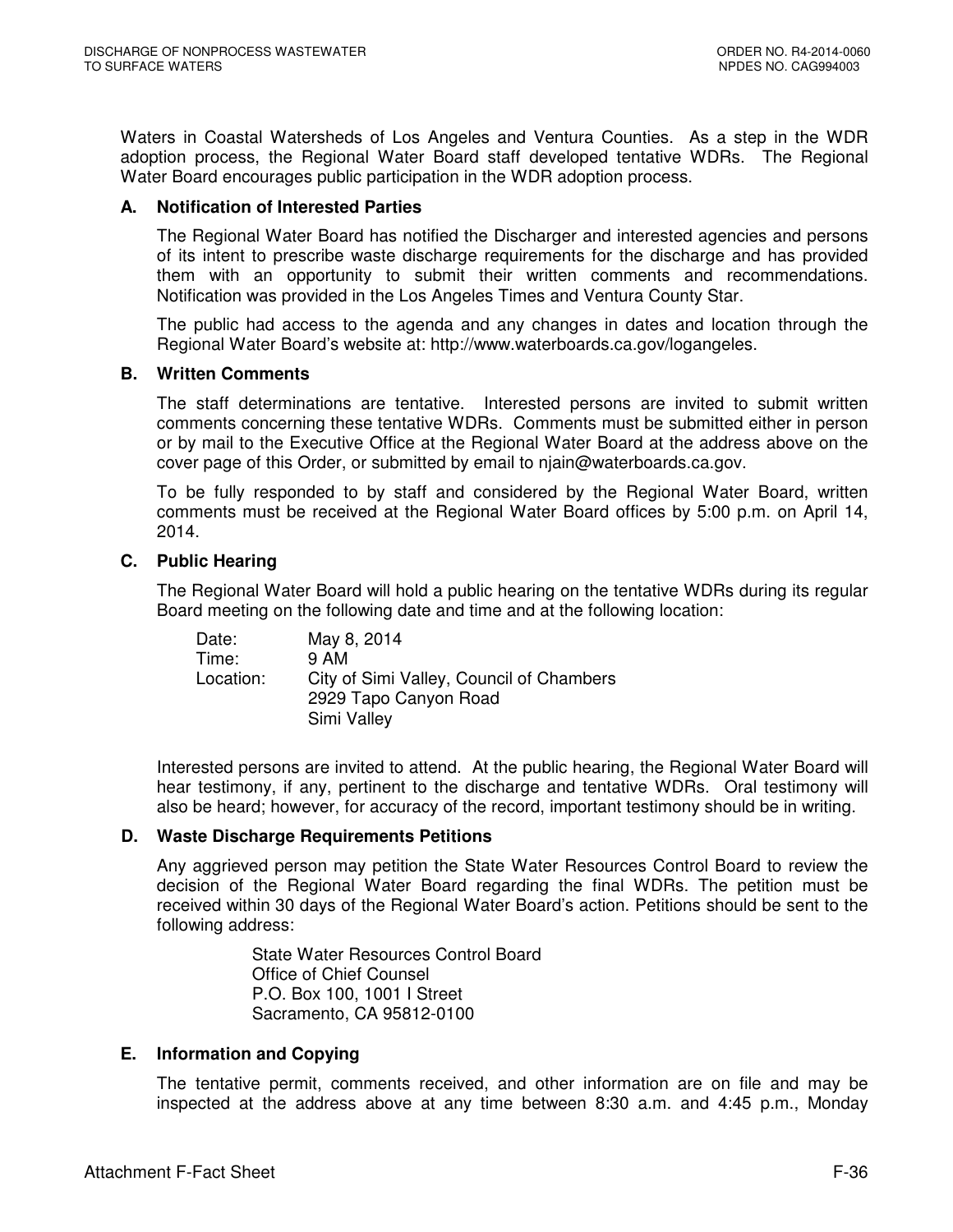Waters in Coastal Watersheds of Los Angeles and Ventura Counties. As a step in the WDR adoption process, the Regional Water Board staff developed tentative WDRs. The Regional Water Board encourages public participation in the WDR adoption process.

### A. Notification of Interested Parties

The Regional Water Board has notified the Discharger and interested agencies and persons of its intent to prescribe waste discharge requirements for the discharge and has provided them with an opportunity to submit their written comments and recommendations. Notification was provided in the Los Angeles Times and Ventura County Star.

The public had access to the agenda and any changes in dates and location through the Regional Water Board's website at: http://www.waterboards.ca.gov/logangeles.

### B. Written Comments

The staff determinations are tentative. Interested persons are invited to submit written comments concerning these tentative WDRs. Comments must be submitted either in person or by mail to the Executive Office at the Regional Water Board at the address above on the cover page of this Order, or submitted by email to njain@waterboards.ca.gov.

To be fully responded to by staff and considered by the Regional Water Board, written comments must be received at the Regional Water Board offices by 5:00 p.m. on April 14, 2014.

### C. Public Hearing

The Regional Water Board will hold a public hearing on the tentative WDRs during its regular Board meeting on the following date and time and at the following location:

Date: May 8, 2014
Time: 9 AM
Location: City of Simi Valley, Council of Chambers
2929 Tapo Canyon Road
Simi Valley

Interested persons are invited to attend. At the public hearing, the Regional Water Board will hear testimony, if any, pertinent to the discharge and tentative WDRs. Oral testimony will also be heard; however, for accuracy of the record, important testimony should be in writing.

### D. Waste Discharge Requirements Petitions

Any aggrieved person may petition the State Water Resources Control Board to review the decision of the Regional Water Board regarding the final WDRs. The petition must be received within 30 days of the Regional Water Board's action. Petitions should be sent to the following address:

State Water Resources Control Board
Office of Chief Counsel
P.O. Box 100, 1001 I Street
Sacramento, CA 95812-0100

### E. Information and Copying

The tentative permit, comments received, and other information are on file and may be inspected at the address above at any time between 8:30 a.m. and 4:45 p.m., Monday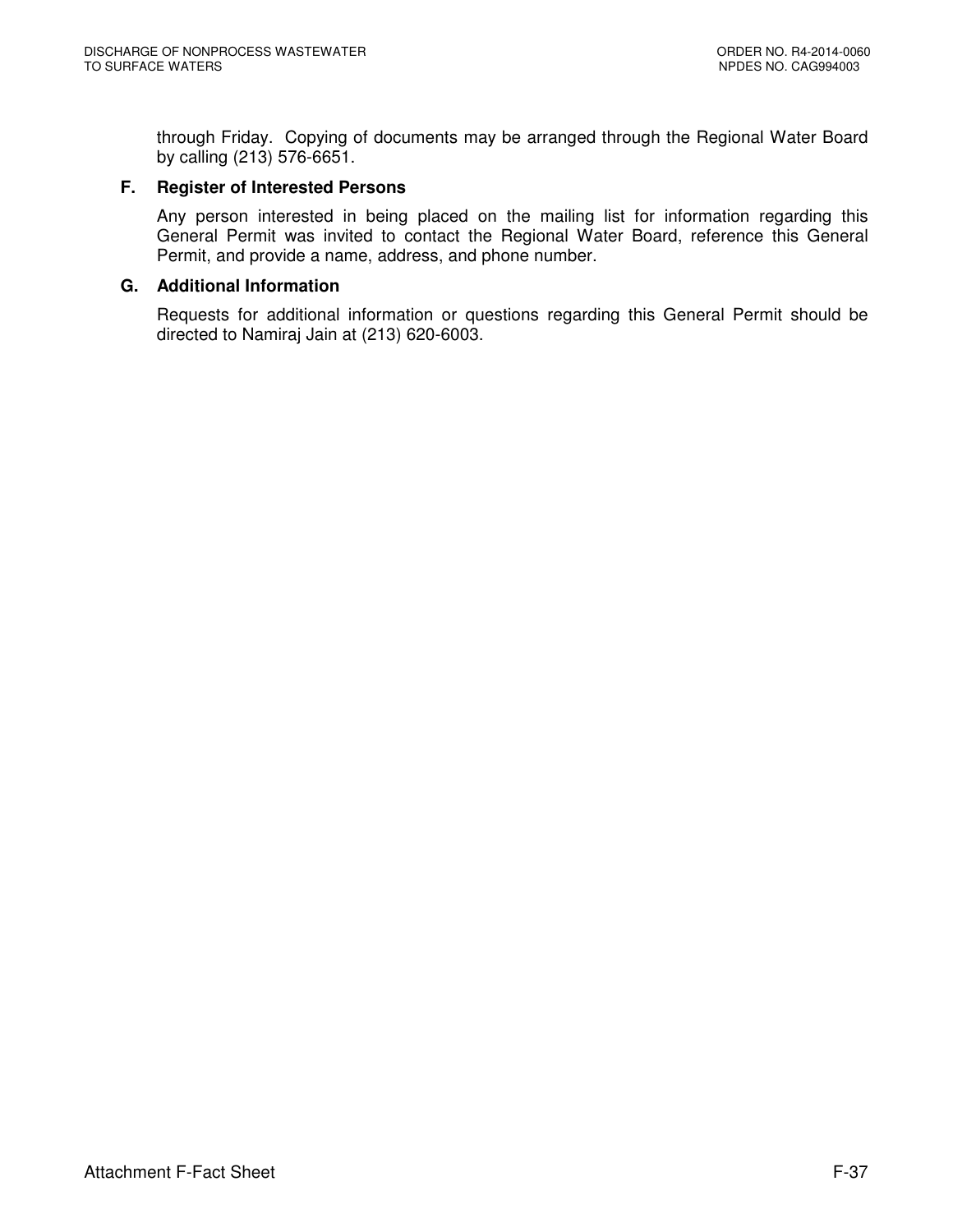through Friday. Copying of documents may be arranged through the Regional Water Board by calling (213) 576-6651.

### F. Register of Interested Persons

Any person interested in being placed on the mailing list for information regarding this General Permit was invited to contact the Regional Water Board, reference this General Permit, and provide a name, address, and phone number.

### G. Additional Information

Requests for additional information or questions regarding this General Permit should be directed to Namiraj Jain at (213) 620-6003.